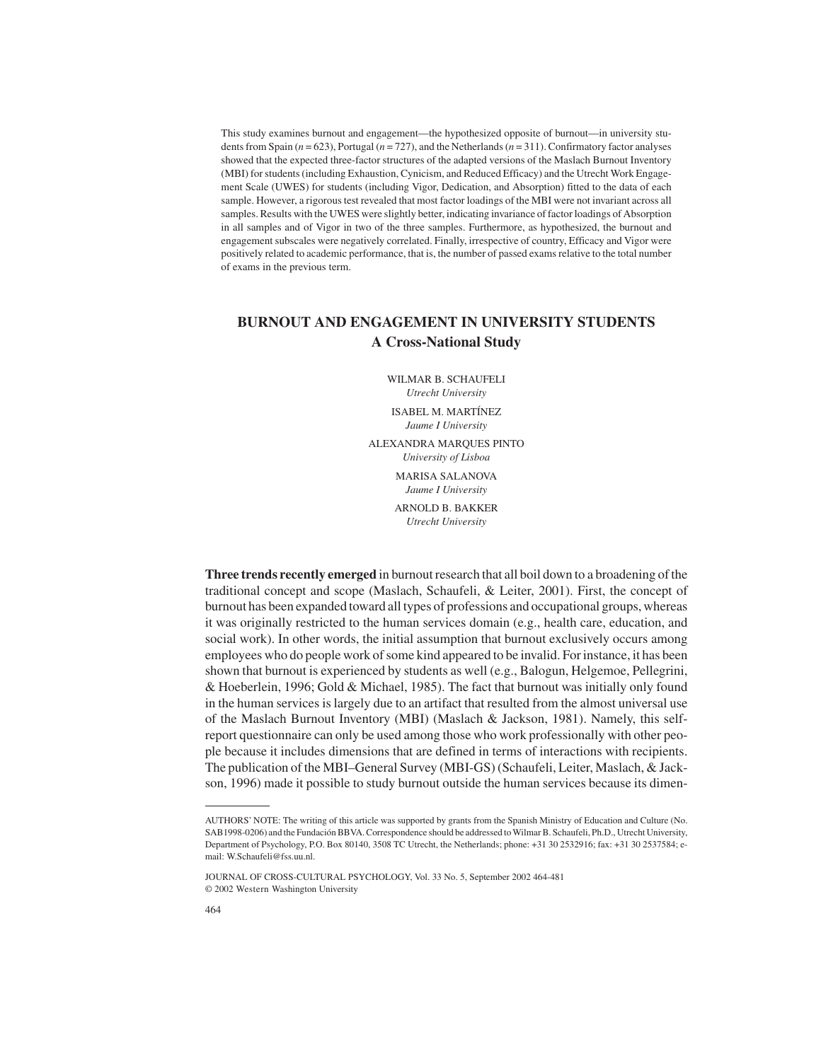This study examines burnout and engagement—the hypothesized opposite of burnout—in university students from Spain ($n = 623$), Portugal ($n = 727$), and the Netherlands ($n = 311$). Confirmatory factor analyses showed that the expected three-factor structures of the adapted versions of the Maslach Burnout Inventory (MBI) for students (including Exhaustion, Cynicism, and Reduced Efficacy) and the Utrecht Work Engagement Scale (UWES) for students (including Vigor, Dedication, and Absorption) fitted to the data of each sample. However, a rigorous test revealed that most factor loadings of the MBI were not invariant across all samples. Results with the UWES were slightly better, indicating invariance of factor loadings of Absorption in all samples and of Vigor in two of the three samples. Furthermore, as hypothesized, the burnout and engagement subscales were negatively correlated. Finally, irrespective of country, Efficacy and Vigor were positively related to academic performance, that is, the number of passed exams relative to the total number of exams in the previous term.

# BURNOUT AND ENGAGEMENT IN UNIVERSITY STUDENTS
## A Cross-National Study

WILMAR B. SCHAUFELI
*Utrecht University*

ISABEL M. MARTÍNEZ
*Jaume I University*

ALEXANDRA MARQUES PINTO
*University of Lisboa*

MARISA SALANOVA
*Jaume I University*

ARNOLD B. BAKKER
*Utrecht University*

**Three trends recently emerged** in burnout research that all boil down to a broadening of the traditional concept and scope (Maslach, Schaufeli, & Leiter, 2001). First, the concept of burnout has been expanded toward all types of professions and occupational groups, whereas it was originally restricted to the human services domain (e.g., health care, education, and social work). In other words, the initial assumption that burnout exclusively occurs among employees who do people work of some kind appeared to be invalid. For instance, it has been shown that burnout is experienced by students as well (e.g., Balogun, Helgemoe, Pellegrini, & Hoeberlein, 1996; Gold & Michael, 1985). The fact that burnout was initially only found in the human services is largely due to an artifact that resulted from the almost universal use of the Maslach Burnout Inventory (MBI) (Maslach & Jackson, 1981). Namely, this self-report questionnaire can only be used among those who work professionally with other people because it includes dimensions that are defined in terms of interactions with recipients. The publication of the MBI–General Survey (MBI-GS) (Schaufeli, Leiter, Maslach, & Jackson, 1996) made it possible to study burnout outside the human services because its dimen-

AUTHORS' NOTE: The writing of this article was supported by grants from the Spanish Ministry of Education and Culture (No. SAB1998-0206) and the Fundación BBVA. Correspondence should be addressed to Wilmar B. Schaufeli, Ph.D., Utrecht University, Department of Psychology, P.O. Box 80140, 3508 TC Utrecht, the Netherlands; phone: +31 30 2532916; fax: +31 30 2537584; e-mail: W.Schaufeli@fss.uu.nl.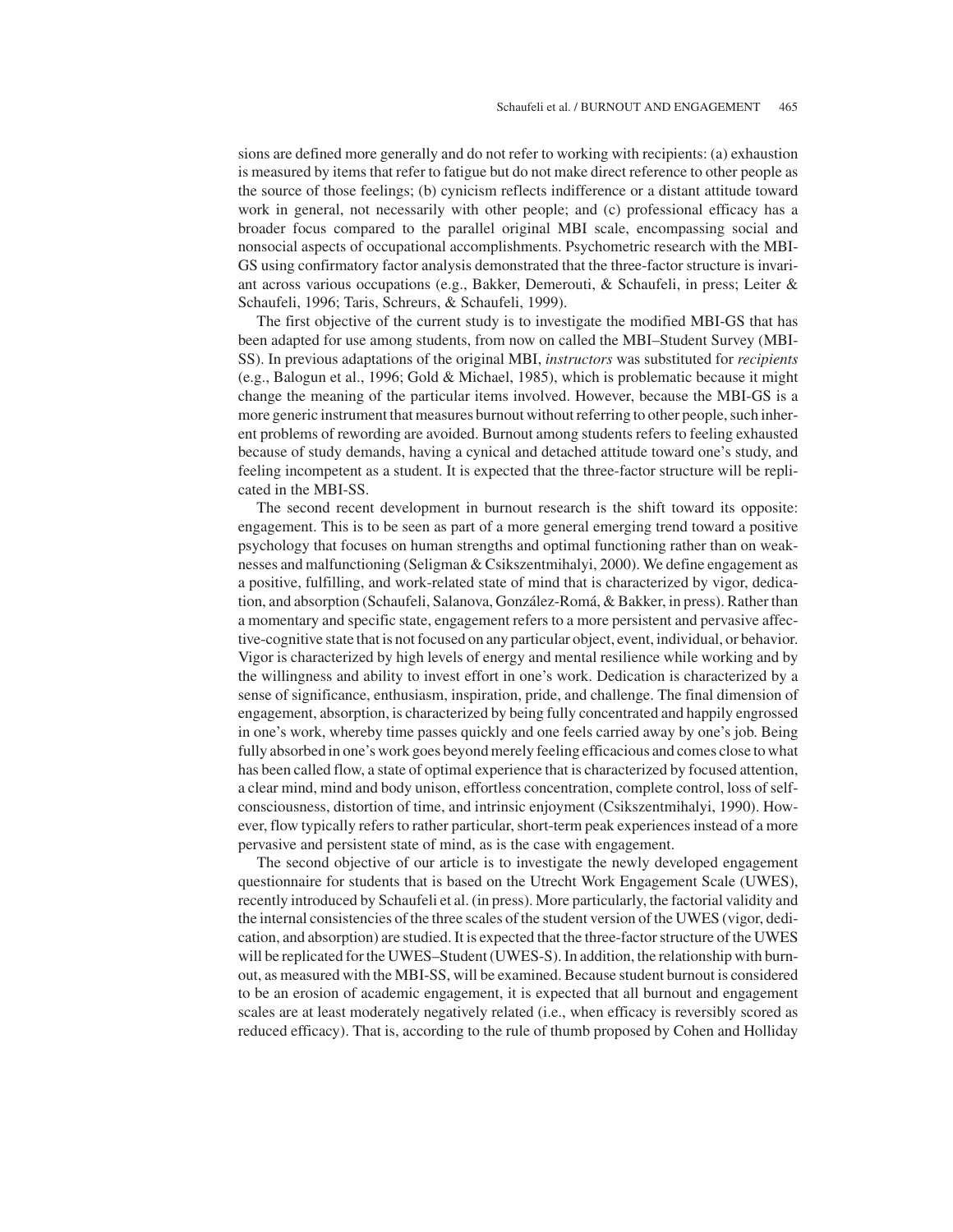sions are defined more generally and do not refer to working with recipients: (a) exhaustion is measured by items that refer to fatigue but do not make direct reference to other people as the source of those feelings; (b) cynicism reflects indifference or a distant attitude toward work in general, not necessarily with other people; and (c) professional efficacy has a broader focus compared to the parallel original MBI scale, encompassing social and nonsocial aspects of occupational accomplishments. Psychometric research with the MBI-GS using confirmatory factor analysis demonstrated that the three-factor structure is invariant across various occupations (e.g., Bakker, Demerouti, & Schaufeli, in press; Leiter & Schaufeli, 1996; Taris, Schreurs, & Schaufeli, 1999).

The first objective of the current study is to investigate the modified MBI-GS that has been adapted for use among students, from now on called the MBI–Student Survey (MBI-SS). In previous adaptations of the original MBI, *instructors* was substituted for *recipients* (e.g., Balogun et al., 1996; Gold & Michael, 1985), which is problematic because it might change the meaning of the particular items involved. However, because the MBI-GS is a more generic instrument that measures burnout without referring to other people, such inherent problems of rewording are avoided. Burnout among students refers to feeling exhausted because of study demands, having a cynical and detached attitude toward one's study, and feeling incompetent as a student. It is expected that the three-factor structure will be replicated in the MBI-SS.

The second recent development in burnout research is the shift toward its opposite: engagement. This is to be seen as part of a more general emerging trend toward a positive psychology that focuses on human strengths and optimal functioning rather than on weaknesses and malfunctioning (Seligman & Csikszentmihalyi, 2000). We define engagement as a positive, fulfilling, and work-related state of mind that is characterized by vigor, dedication, and absorption (Schaufeli, Salanova, González-Romá, & Bakker, in press). Rather than a momentary and specific state, engagement refers to a more persistent and pervasive affective-cognitive state that is not focused on any particular object, event, individual, or behavior. Vigor is characterized by high levels of energy and mental resilience while working and by the willingness and ability to invest effort in one's work. Dedication is characterized by a sense of significance, enthusiasm, inspiration, pride, and challenge. The final dimension of engagement, absorption, is characterized by being fully concentrated and happily engrossed in one's work, whereby time passes quickly and one feels carried away by one's job. Being fully absorbed in one's work goes beyond merely feeling efficacious and comes close to what has been called flow, a state of optimal experience that is characterized by focused attention, a clear mind, mind and body unison, effortless concentration, complete control, loss of self-consciousness, distortion of time, and intrinsic enjoyment (Csikszentmihalyi, 1990). However, flow typically refers to rather particular, short-term peak experiences instead of a more pervasive and persistent state of mind, as is the case with engagement.

The second objective of our article is to investigate the newly developed engagement questionnaire for students that is based on the Utrecht Work Engagement Scale (UWES), recently introduced by Schaufeli et al. (in press). More particularly, the factorial validity and the internal consistencies of the three scales of the student version of the UWES (vigor, dedication, and absorption) are studied. It is expected that the three-factor structure of the UWES will be replicated for the UWES–Student (UWES-S). In addition, the relationship with burnout, as measured with the MBI-SS, will be examined. Because student burnout is considered to be an erosion of academic engagement, it is expected that all burnout and engagement scales are at least moderately negatively related (i.e., when efficacy is reversibly scored as reduced efficacy). That is, according to the rule of thumb proposed by Cohen and Holliday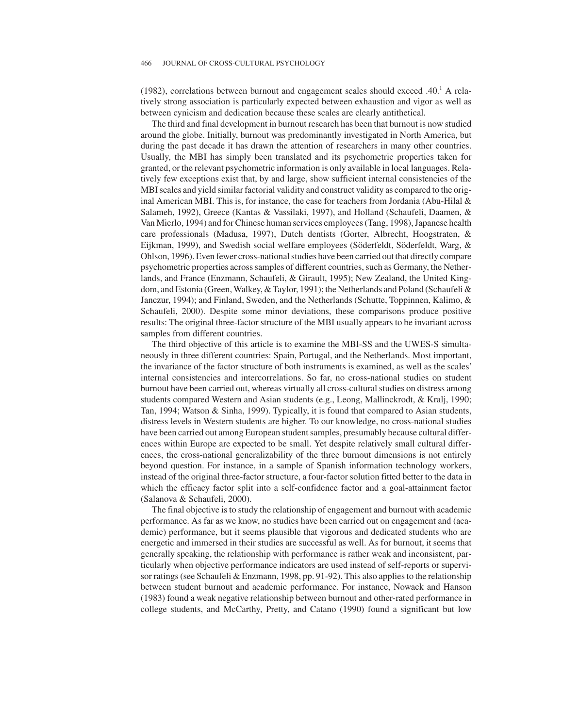(1982), correlations between burnout and engagement scales should exceed .40.[1] A relatively strong association is particularly expected between exhaustion and vigor as well as between cynicism and dedication because these scales are clearly antithetical.

The third and final development in burnout research has been that burnout is now studied around the globe. Initially, burnout was predominantly investigated in North America, but during the past decade it has drawn the attention of researchers in many other countries. Usually, the MBI has simply been translated and its psychometric properties taken for granted, or the relevant psychometric information is only available in local languages. Relatively few exceptions exist that, by and large, show sufficient internal consistencies of the MBI scales and yield similar factorial validity and construct validity as compared to the original American MBI. This is, for instance, the case for teachers from Jordania (Abu-Hilal & Salameh, 1992), Greece (Kantas & Vassilaki, 1997), and Holland (Schaufeli, Daamen, & Van Mierlo, 1994) and for Chinese human services employees (Tang, 1998), Japanese health care professionals (Madusa, 1997), Dutch dentists (Gorter, Albrecht, Hoogstraten, & Eijkman, 1999), and Swedish social welfare employees (Söderfeldt, Söderfeldt, Warg, & Ohlson, 1996). Even fewer cross-national studies have been carried out that directly compare psychometric properties across samples of different countries, such as Germany, the Netherlands, and France (Enzmann, Schaufeli, & Girault, 1995); New Zealand, the United Kingdom, and Estonia (Green, Walkey, & Taylor, 1991); the Netherlands and Poland (Schaufeli & Janczur, 1994); and Finland, Sweden, and the Netherlands (Schutte, Toppinnen, Kalimo, & Schaufeli, 2000). Despite some minor deviations, these comparisons produce positive results: The original three-factor structure of the MBI usually appears to be invariant across samples from different countries.

The third objective of this article is to examine the MBI-SS and the UWES-S simultaneously in three different countries: Spain, Portugal, and the Netherlands. Most important, the invariance of the factor structure of both instruments is examined, as well as the scales' internal consistencies and intercorrelations. So far, no cross-national studies on student burnout have been carried out, whereas virtually all cross-cultural studies on distress among students compared Western and Asian students (e.g., Leong, Mallinckrodt, & Kralj, 1990; Tan, 1994; Watson & Sinha, 1999). Typically, it is found that compared to Asian students, distress levels in Western students are higher. To our knowledge, no cross-national studies have been carried out among European student samples, presumably because cultural differences within Europe are expected to be small. Yet despite relatively small cultural differences, the cross-national generalizability of the three burnout dimensions is not entirely beyond question. For instance, in a sample of Spanish information technology workers, instead of the original three-factor structure, a four-factor solution fitted better to the data in which the efficacy factor split into a self-confidence factor and a goal-attainment factor (Salanova & Schaufeli, 2000).

The final objective is to study the relationship of engagement and burnout with academic performance. As far as we know, no studies have been carried out on engagement and (academic) performance, but it seems plausible that vigorous and dedicated students who are energetic and immersed in their studies are successful as well. As for burnout, it seems that generally speaking, the relationship with performance is rather weak and inconsistent, particularly when objective performance indicators are used instead of self-reports or supervisor ratings (see Schaufeli & Enzmann, 1998, pp. 91-92). This also applies to the relationship between student burnout and academic performance. For instance, Nowack and Hanson (1983) found a weak negative relationship between burnout and other-rated performance in college students, and McCarthy, Pretty, and Catano (1990) found a significant but low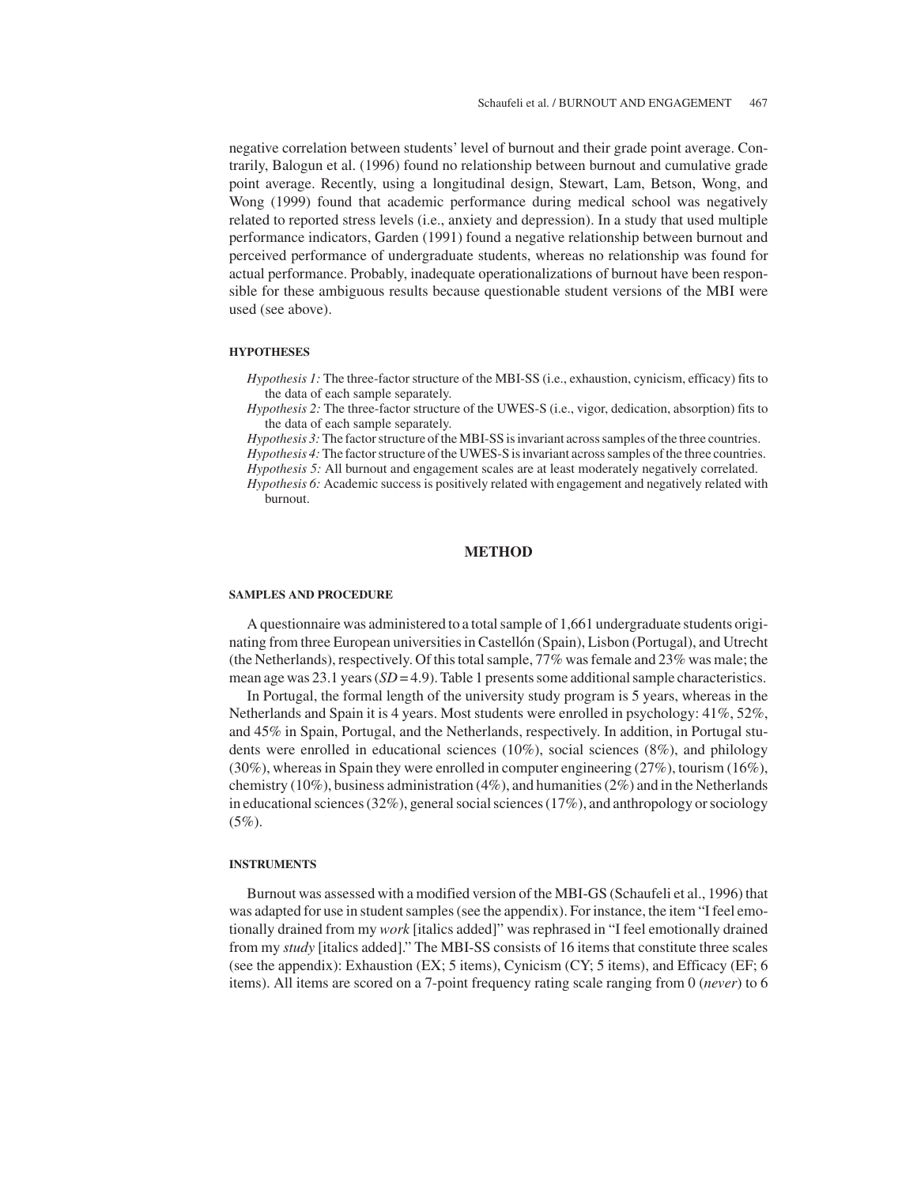negative correlation between students' level of burnout and their grade point average. Contrarily, Balogun et al. (1996) found no relationship between burnout and cumulative grade point average. Recently, using a longitudinal design, Stewart, Lam, Betson, Wong, and Wong (1999) found that academic performance during medical school was negatively related to reported stress levels (i.e., anxiety and depression). In a study that used multiple performance indicators, Garden (1991) found a negative relationship between burnout and perceived performance of undergraduate students, whereas no relationship was found for actual performance. Probably, inadequate operationalizations of burnout have been responsible for these ambiguous results because questionable student versions of the MBI were used (see above).

### HYPOTHESES

*Hypothesis 1:* The three-factor structure of the MBI-SS (i.e., exhaustion, cynicism, efficacy) fits to the data of each sample separately.

*Hypothesis 2:* The three-factor structure of the UWES-S (i.e., vigor, dedication, absorption) fits to the data of each sample separately.

*Hypothesis 3:* The factor structure of the MBI-SS is invariant across samples of the three countries.

*Hypothesis 4:* The factor structure of the UWES-S is invariant across samples of the three countries.

*Hypothesis 5:* All burnout and engagement scales are at least moderately negatively correlated.

*Hypothesis 6:* Academic success is positively related with engagement and negatively related with burnout.

## METHOD

### SAMPLES AND PROCEDURE

A questionnaire was administered to a total sample of 1,661 undergraduate students originating from three European universities in Castellón (Spain), Lisbon (Portugal), and Utrecht (the Netherlands), respectively. Of this total sample, 77% was female and 23% was male; the mean age was 23.1 years ($SD = 4.9$). Table 1 presents some additional sample characteristics.

In Portugal, the formal length of the university study program is 5 years, whereas in the Netherlands and Spain it is 4 years. Most students were enrolled in psychology: 41%, 52%, and 45% in Spain, Portugal, and the Netherlands, respectively. In addition, in Portugal students were enrolled in educational sciences (10%), social sciences (8%), and philology (30%), whereas in Spain they were enrolled in computer engineering (27%), tourism (16%), chemistry (10%), business administration (4%), and humanities (2%) and in the Netherlands in educational sciences (32%), general social sciences (17%), and anthropology or sociology (5%).

### INSTRUMENTS

Burnout was assessed with a modified version of the MBI-GS (Schaufeli et al., 1996) that was adapted for use in student samples (see the appendix). For instance, the item "I feel emotionally drained from my *work* [italics added]" was rephrased in "I feel emotionally drained from my *study* [italics added]." The MBI-SS consists of 16 items that constitute three scales (see the appendix): Exhaustion (EX; 5 items), Cynicism (CY; 5 items), and Efficacy (EF; 6 items). All items are scored on a 7-point frequency rating scale ranging from 0 (*never*) to 6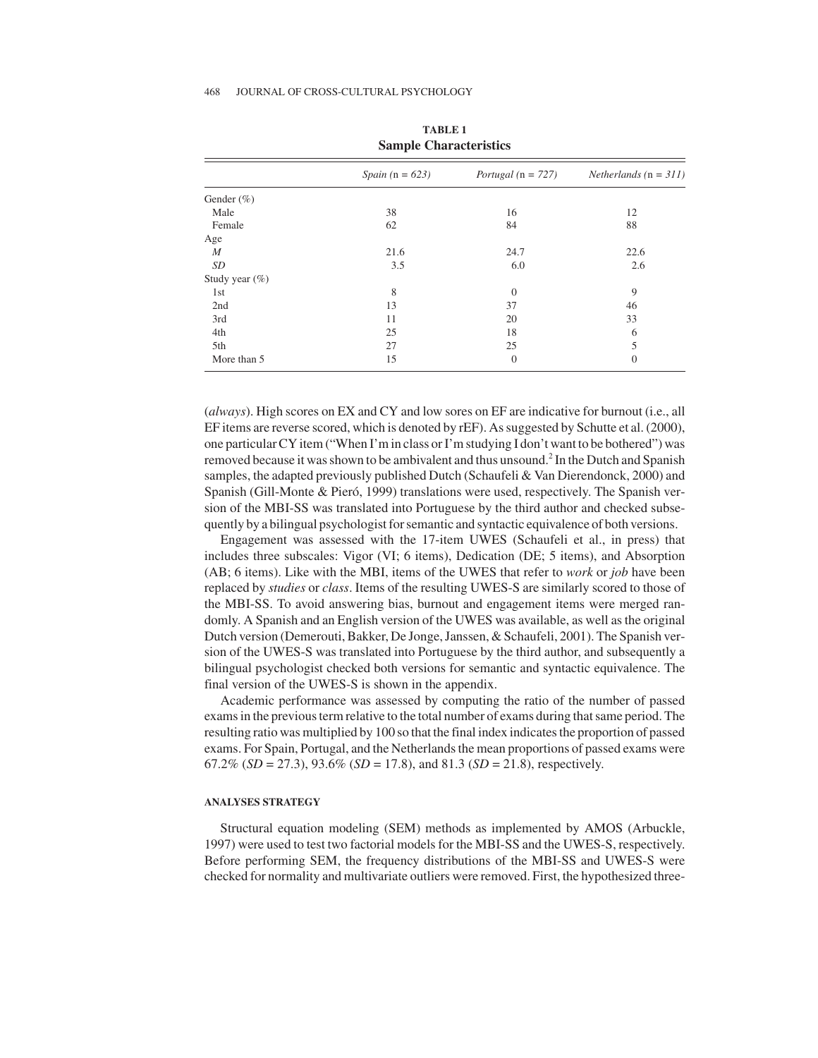**TABLE 1**
**Sample Characteristics**

| | *Spain* (n = *623*) | *Portugal* (n = *727*) | *Netherlands* (n = *311*) |
|---|---|---|---|
| Gender (%) | | | |
| Male | 38 | 16 | 12 |
| Female | 62 | 84 | 88 |
| Age | | | |
| *M* | 21.6 | 24.7 | 22.6 |
| *SD* | 3.5 | 6.0 | 2.6 |
| Study year (%) | | | |
| 1st | 8 | 0 | 9 |
| 2nd | 13 | 37 | 46 |
| 3rd | 11 | 20 | 33 |
| 4th | 25 | 18 | 6 |
| 5th | 27 | 25 | 5 |
| More than 5 | 15 | 0 | 0 |

(*always*). High scores on EX and CY and low sores on EF are indicative for burnout (i.e., all EF items are reverse scored, which is denoted by rEF). As suggested by Schutte et al. (2000), one particular CY item ("When I'm in class or I'm studying I don't want to be bothered") was removed because it was shown to be ambivalent and thus unsound.[2] In the Dutch and Spanish samples, the adapted previously published Dutch (Schaufeli & Van Dierendonck, 2000) and Spanish (Gill-Monte & Pieró, 1999) translations were used, respectively. The Spanish version of the MBI-SS was translated into Portuguese by the third author and checked subsequently by a bilingual psychologist for semantic and syntactic equivalence of both versions.

Engagement was assessed with the 17-item UWES (Schaufeli et al., in press) that includes three subscales: Vigor (VI; 6 items), Dedication (DE; 5 items), and Absorption (AB; 6 items). Like with the MBI, items of the UWES that refer to *work* or *job* have been replaced by *studies* or *class*. Items of the resulting UWES-S are similarly scored to those of the MBI-SS. To avoid answering bias, burnout and engagement items were merged randomly. A Spanish and an English version of the UWES was available, as well as the original Dutch version (Demerouti, Bakker, De Jonge, Janssen, & Schaufeli, 2001). The Spanish version of the UWES-S was translated into Portuguese by the third author, and subsequently a bilingual psychologist checked both versions for semantic and syntactic equivalence. The final version of the UWES-S is shown in the appendix.

Academic performance was assessed by computing the ratio of the number of passed exams in the previous term relative to the total number of exams during that same period. The resulting ratio was multiplied by 100 so that the final index indicates the proportion of passed exams. For Spain, Portugal, and the Netherlands the mean proportions of passed exams were 67.2% (*SD* = 27.3), 93.6% (*SD* = 17.8), and 81.3 (*SD* = 21.8), respectively.

#### ANALYSES STRATEGY

Structural equation modeling (SEM) methods as implemented by AMOS (Arbuckle, 1997) were used to test two factorial models for the MBI-SS and the UWES-S, respectively. Before performing SEM, the frequency distributions of the MBI-SS and UWES-S were checked for normality and multivariate outliers were removed. First, the hypothesized three-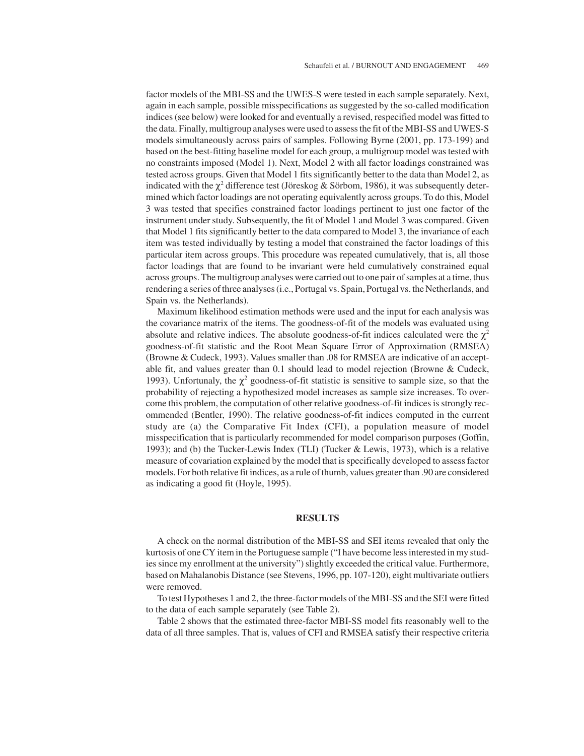factor models of the MBI-SS and the UWES-S were tested in each sample separately. Next, again in each sample, possible misspecifications as suggested by the so-called modification indices (see below) were looked for and eventually a revised, respecified model was fitted to the data. Finally, multigroup analyses were used to assess the fit of the MBI-SS and UWES-S models simultaneously across pairs of samples. Following Byrne (2001, pp. 173-199) and based on the best-fitting baseline model for each group, a multigroup model was tested with no constraints imposed (Model 1). Next, Model 2 with all factor loadings constrained was tested across groups. Given that Model 1 fits significantly better to the data than Model 2, as indicated with the $\chi^2$ difference test (Jöreskog & Sörbom, 1986), it was subsequently determined which factor loadings are not operating equivalently across groups. To do this, Model 3 was tested that specifies constrained factor loadings pertinent to just one factor of the instrument under study. Subsequently, the fit of Model 1 and Model 3 was compared. Given that Model 1 fits significantly better to the data compared to Model 3, the invariance of each item was tested individually by testing a model that constrained the factor loadings of this particular item across groups. This procedure was repeated cumulatively, that is, all those factor loadings that are found to be invariant were held cumulatively constrained equal across groups. The multigroup analyses were carried out to one pair of samples at a time, thus rendering a series of three analyses (i.e., Portugal vs. Spain, Portugal vs. the Netherlands, and Spain vs. the Netherlands).

Maximum likelihood estimation methods were used and the input for each analysis was the covariance matrix of the items. The goodness-of-fit of the models was evaluated using absolute and relative indices. The absolute goodness-of-fit indices calculated were the $\chi^2$ goodness-of-fit statistic and the Root Mean Square Error of Approximation (RMSEA) (Browne & Cudeck, 1993). Values smaller than .08 for RMSEA are indicative of an acceptable fit, and values greater than 0.1 should lead to model rejection (Browne & Cudeck, 1993). Unfortunaly, the $\chi^2$ goodness-of-fit statistic is sensitive to sample size, so that the probability of rejecting a hypothesized model increases as sample size increases. To overcome this problem, the computation of other relative goodness-of-fit indices is strongly recommended (Bentler, 1990). The relative goodness-of-fit indices computed in the current study are (a) the Comparative Fit Index (CFI), a population measure of model misspecification that is particularly recommended for model comparison purposes (Goffin, 1993); and (b) the Tucker-Lewis Index (TLI) (Tucker & Lewis, 1973), which is a relative measure of covariation explained by the model that is specifically developed to assess factor models. For both relative fit indices, as a rule of thumb, values greater than .90 are considered as indicating a good fit (Hoyle, 1995).

## RESULTS

A check on the normal distribution of the MBI-SS and SEI items revealed that only the kurtosis of one CY item in the Portuguese sample ("I have become less interested in my studies since my enrollment at the university") slightly exceeded the critical value. Furthermore, based on Mahalanobis Distance (see Stevens, 1996, pp. 107-120), eight multivariate outliers were removed.

To test Hypotheses 1 and 2, the three-factor models of the MBI-SS and the SEI were fitted to the data of each sample separately (see Table 2).

Table 2 shows that the estimated three-factor MBI-SS model fits reasonably well to the data of all three samples. That is, values of CFI and RMSEA satisfy their respective criteria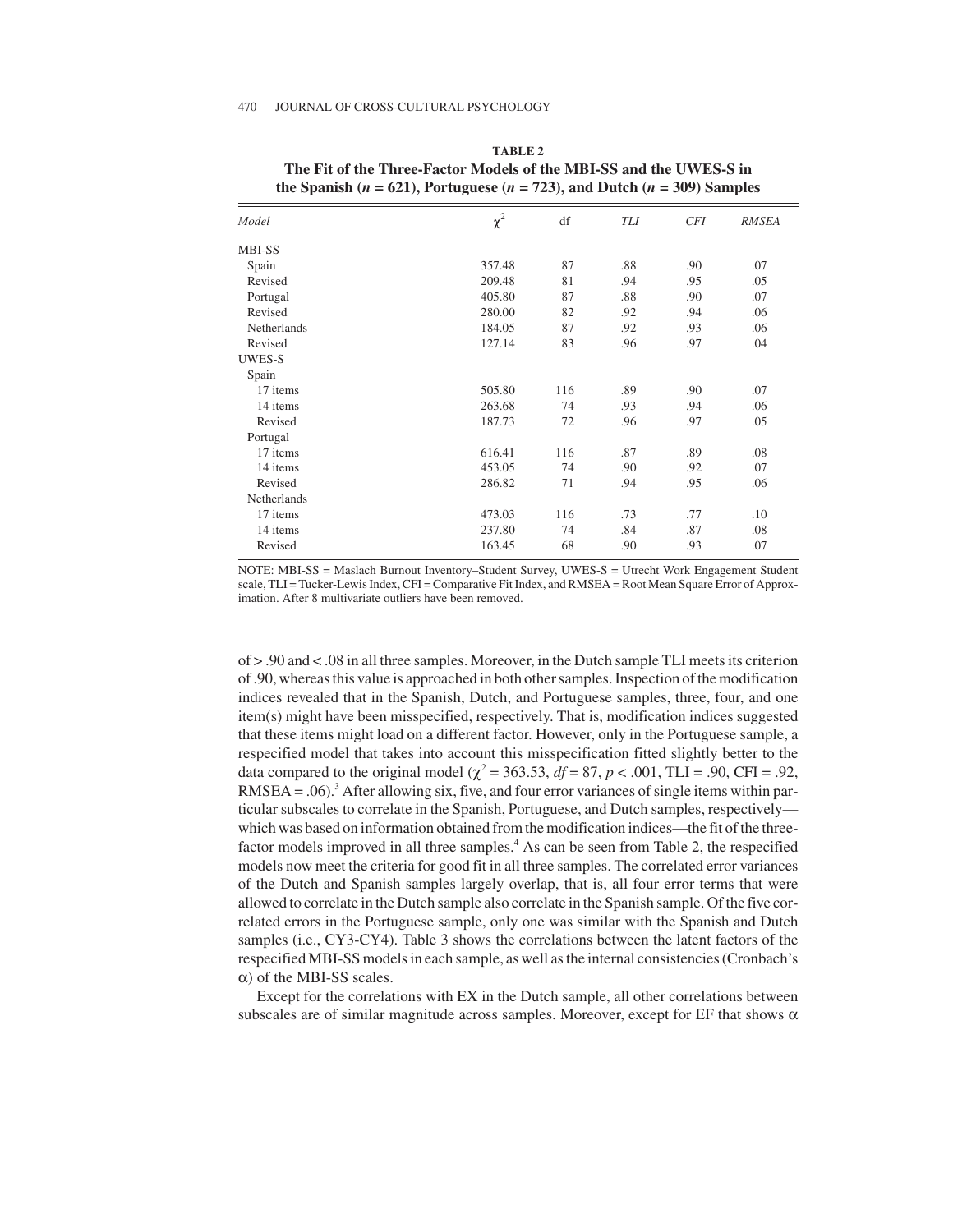**TABLE 2**
**The Fit of the Three-Factor Models of the MBI-SS and the UWES-S in the Spanish ($n$ = 621), Portuguese ($n$ = 723), and Dutch ($n$ = 309) Samples**

| *Model* | $\chi^2$ | df | *TLI* | *CFI* | *RMSEA* |
|---|---|---|---|---|---|
| MBI-SS | | | | | |
| Spain | 357.48 | 87 | .88 | .90 | .07 |
| Revised | 209.48 | 81 | .94 | .95 | .05 |
| Portugal | 405.80 | 87 | .88 | .90 | .07 |
| Revised | 280.00 | 82 | .92 | .94 | .06 |
| Netherlands | 184.05 | 87 | .92 | .93 | .06 |
| Revised | 127.14 | 83 | .96 | .97 | .04 |
| UWES-S | | | | | |
| Spain | | | | | |
| 17 items | 505.80 | 116 | .89 | .90 | .07 |
| 14 items | 263.68 | 74 | .93 | .94 | .06 |
| Revised | 187.73 | 72 | .96 | .97 | .05 |
| Portugal | | | | | |
| 17 items | 616.41 | 116 | .87 | .89 | .08 |
| 14 items | 453.05 | 74 | .90 | .92 | .07 |
| Revised | 286.82 | 71 | .94 | .95 | .06 |
| Netherlands | | | | | |
| 17 items | 473.03 | 116 | .73 | .77 | .10 |
| 14 items | 237.80 | 74 | .84 | .87 | .08 |
| Revised | 163.45 | 68 | .90 | .93 | .07 |

NOTE: MBI-SS = Maslach Burnout Inventory–Student Survey, UWES-S = Utrecht Work Engagement Student scale, TLI = Tucker-Lewis Index, CFI = Comparative Fit Index, and RMSEA = Root Mean Square Error of Approximation. After 8 multivariate outliers have been removed.

of > .90 and < .08 in all three samples. Moreover, in the Dutch sample TLI meets its criterion of .90, whereas this value is approached in both other samples. Inspection of the modification indices revealed that in the Spanish, Dutch, and Portuguese samples, three, four, and one item(s) might have been misspecified, respectively. That is, modification indices suggested that these items might load on a different factor. However, only in the Portuguese sample, a respecified model that takes into account this misspecification fitted slightly better to the data compared to the original model ($\chi^2$ = 363.53, $df$ = 87, $p$ < .001, TLI = .90, CFI = .92, RMSEA = .06).[3] After allowing six, five, and four error variances of single items within particular subscales to correlate in the Spanish, Portuguese, and Dutch samples, respectively—which was based on information obtained from the modification indices—the fit of the three-factor models improved in all three samples.[4] As can be seen from Table 2, the respecified models now meet the criteria for good fit in all three samples. The correlated error variances of the Dutch and Spanish samples largely overlap, that is, all four error terms that were allowed to correlate in the Dutch sample also correlate in the Spanish sample. Of the five correlated errors in the Portuguese sample, only one was similar with the Spanish and Dutch samples (i.e., CY3-CY4). Table 3 shows the correlations between the latent factors of the respecified MBI-SS models in each sample, as well as the internal consistencies (Cronbach's α) of the MBI-SS scales.

Except for the correlations with EX in the Dutch sample, all other correlations between subscales are of similar magnitude across samples. Moreover, except for EF that shows α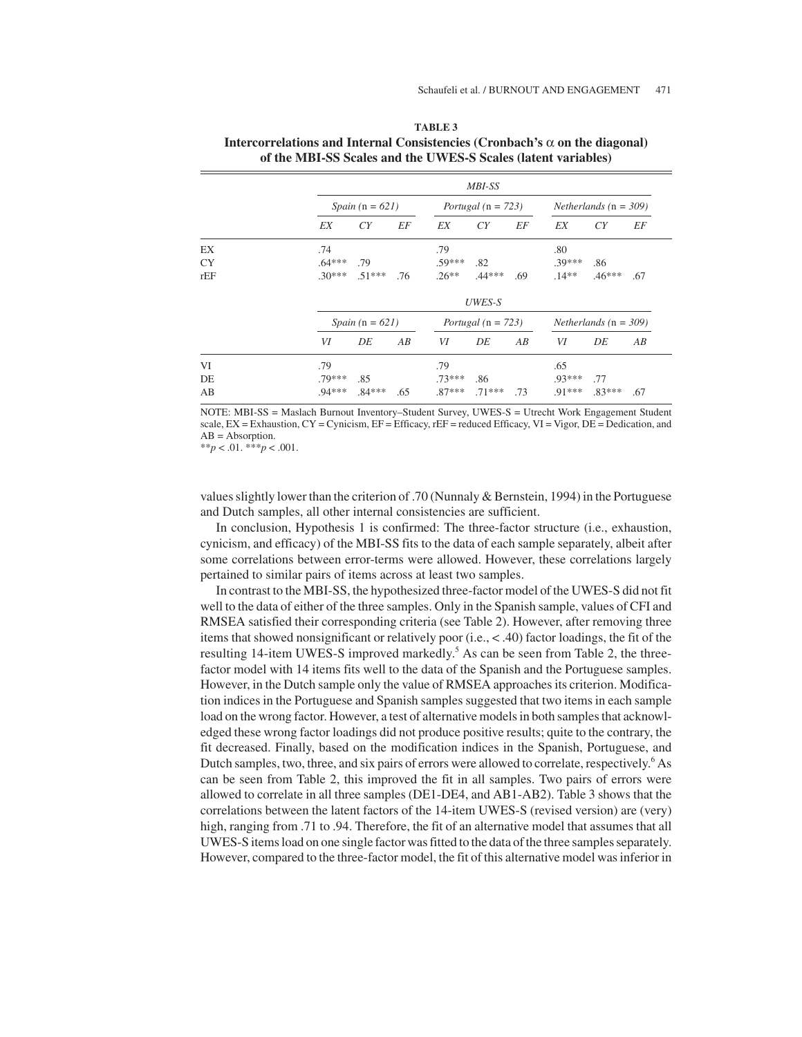**TABLE 3**
**Intercorrelations and Internal Consistencies (Cronbach's α on the diagonal) of the MBI-SS Scales and the UWES-S Scales (latent variables)**

| | *MBI-SS* | | | | | | | | |
|---|---|---|---|---|---|---|---|---|---|
| | *Spain* (n = *621)* | | | *Portugal* (n = *723)* | | | *Netherlands* (n = *309)* | | |
| | *EX* | *CY* | *EF* | *EX* | *CY* | *EF* | *EX* | *CY* | *EF* |
| EX | .74 | | | .79 | | | .80 | | |
| CY | .64*** | .79 | | .59*** | .82 | | .39*** | .86 | |
| rEF | .30*** | .51*** | .76 | .26** | .44*** | .69 | .14** | .46*** | .67 |
| | *UWES-S* | | | | | | | | |
| | *Spain* (n = *621)* | | | *Portugal* (n = *723)* | | | *Netherlands* (n = *309)* | | |
| | *VI* | *DE* | *AB* | *VI* | *DE* | *AB* | *VI* | *DE* | *AB* |
| VI | .79 | | | .79 | | | .65 | | |
| DE | .79*** | .85 | | .73*** | .86 | | .93*** | .77 | |
| AB | .94*** | .84*** | .65 | .87*** | .71*** | .73 | .91*** | .83*** | .67 |

NOTE: MBI-SS = Maslach Burnout Inventory–Student Survey, UWES-S = Utrecht Work Engagement Student scale, EX = Exhaustion, CY = Cynicism, EF = Efficacy, rEF = reduced Efficacy, VI = Vigor, DE = Dedication, and AB = Absorption.
$^{**}p < .01$. $^{***}p < .001$.

values slightly lower than the criterion of .70 (Nunnaly & Bernstein, 1994) in the Portuguese and Dutch samples, all other internal consistencies are sufficient.

In conclusion, Hypothesis 1 is confirmed: The three-factor structure (i.e., exhaustion, cynicism, and efficacy) of the MBI-SS fits to the data of each sample separately, albeit after some correlations between error-terms were allowed. However, these correlations largely pertained to similar pairs of items across at least two samples.

In contrast to the MBI-SS, the hypothesized three-factor model of the UWES-S did not fit well to the data of either of the three samples. Only in the Spanish sample, values of CFI and RMSEA satisfied their corresponding criteria (see Table 2). However, after removing three items that showed nonsignificant or relatively poor (i.e., < .40) factor loadings, the fit of the resulting 14-item UWES-S improved markedly.[5] As can be seen from Table 2, the three-factor model with 14 items fits well to the data of the Spanish and the Portuguese samples. However, in the Dutch sample only the value of RMSEA approaches its criterion. Modification indices in the Portuguese and Spanish samples suggested that two items in each sample load on the wrong factor. However, a test of alternative models in both samples that acknowledged these wrong factor loadings did not produce positive results; quite to the contrary, the fit decreased. Finally, based on the modification indices in the Spanish, Portuguese, and Dutch samples, two, three, and six pairs of errors were allowed to correlate, respectively.[6] As can be seen from Table 2, this improved the fit in all samples. Two pairs of errors were allowed to correlate in all three samples (DE1-DE4, and AB1-AB2). Table 3 shows that the correlations between the latent factors of the 14-item UWES-S (revised version) are (very) high, ranging from .71 to .94. Therefore, the fit of an alternative model that assumes that all UWES-S items load on one single factor was fitted to the data of the three samples separately. However, compared to the three-factor model, the fit of this alternative model was inferior in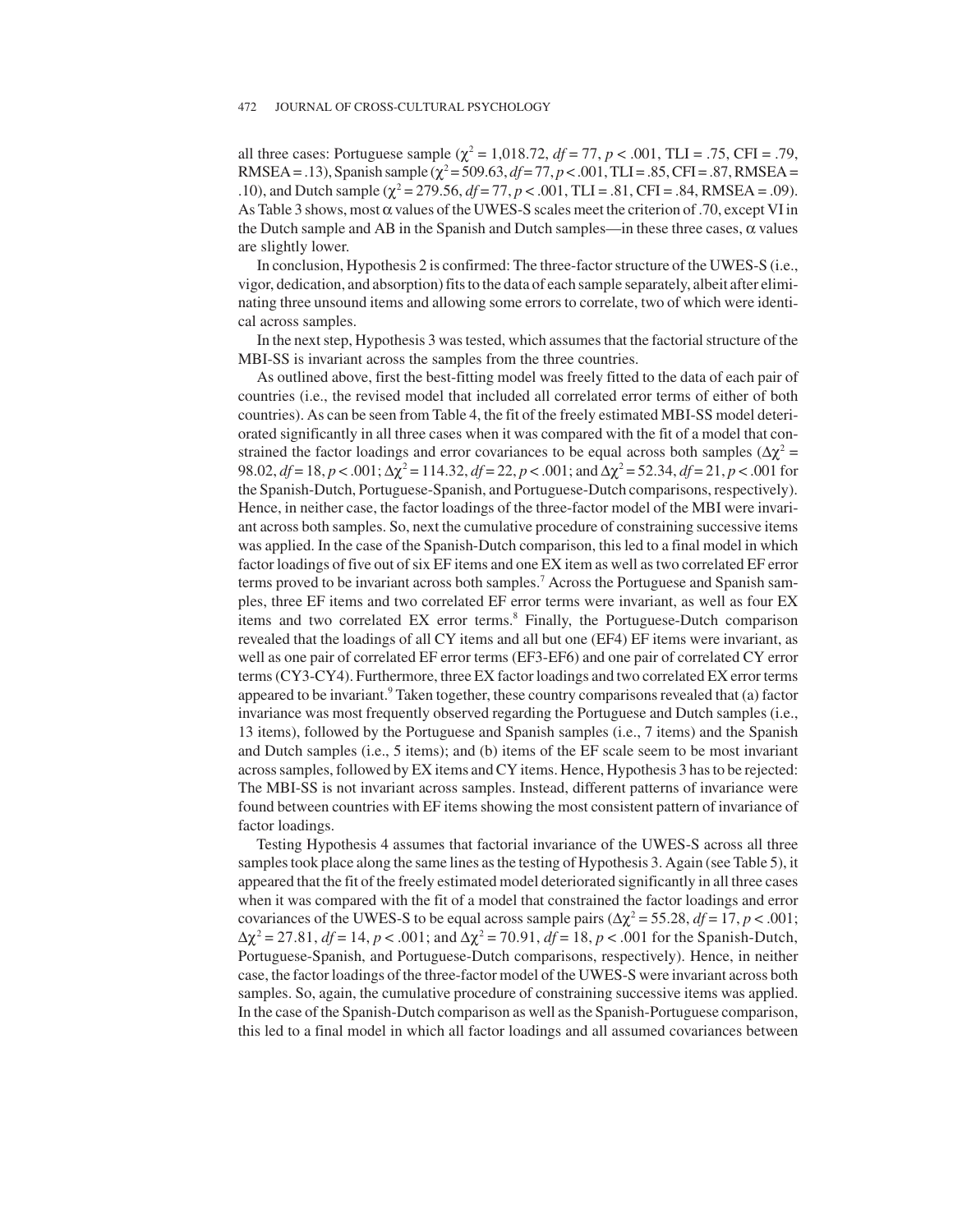all three cases: Portuguese sample ($\chi^2$ = 1,018.72, $df$ = 77, $p$ < .001, TLI = .75, CFI = .79, RMSEA = .13), Spanish sample ($\chi^2$ = 509.63, $df$ = 77, $p$ < .001, TLI = .85, CFI = .87, RMSEA = .10), and Dutch sample ($\chi^2$ = 279.56, $df$ = 77, $p$ < .001, TLI = .81, CFI = .84, RMSEA = .09). As Table 3 shows, most α values of the UWES-S scales meet the criterion of .70, except VI in the Dutch sample and AB in the Spanish and Dutch samples—in these three cases, α values are slightly lower.

In conclusion, Hypothesis 2 is confirmed: The three-factor structure of the UWES-S (i.e., vigor, dedication, and absorption) fits to the data of each sample separately, albeit after eliminating three unsound items and allowing some errors to correlate, two of which were identical across samples.

In the next step, Hypothesis 3 was tested, which assumes that the factorial structure of the MBI-SS is invariant across the samples from the three countries.

As outlined above, first the best-fitting model was freely fitted to the data of each pair of countries (i.e., the revised model that included all correlated error terms of either of both countries). As can be seen from Table 4, the fit of the freely estimated MBI-SS model deteriorated significantly in all three cases when it was compared with the fit of a model that constrained the factor loadings and error covariances to be equal across both samples ($\Delta\chi^2$ = 98.02, $df$ = 18, $p$ < .001; $\Delta\chi^2$ = 114.32, $df$ = 22, $p$ < .001; and $\Delta\chi^2$ = 52.34, $df$ = 21, $p$ < .001 for the Spanish-Dutch, Portuguese-Spanish, and Portuguese-Dutch comparisons, respectively). Hence, in neither case, the factor loadings of the three-factor model of the MBI were invariant across both samples. So, next the cumulative procedure of constraining successive items was applied. In the case of the Spanish-Dutch comparison, this led to a final model in which factor loadings of five out of six EF items and one EX item as well as two correlated EF error terms proved to be invariant across both samples.[7] Across the Portuguese and Spanish samples, three EF items and two correlated EF error terms were invariant, as well as four EX items and two correlated EX error terms.[8] Finally, the Portuguese-Dutch comparison revealed that the loadings of all CY items and all but one (EF4) EF items were invariant, as well as one pair of correlated EF error terms (EF3-EF6) and one pair of correlated CY error terms (CY3-CY4). Furthermore, three EX factor loadings and two correlated EX error terms appeared to be invariant.[9] Taken together, these country comparisons revealed that (a) factor invariance was most frequently observed regarding the Portuguese and Dutch samples (i.e., 13 items), followed by the Portuguese and Spanish samples (i.e., 7 items) and the Spanish and Dutch samples (i.e., 5 items); and (b) items of the EF scale seem to be most invariant across samples, followed by EX items and CY items. Hence, Hypothesis 3 has to be rejected: The MBI-SS is not invariant across samples. Instead, different patterns of invariance were found between countries with EF items showing the most consistent pattern of invariance of factor loadings.

Testing Hypothesis 4 assumes that factorial invariance of the UWES-S across all three samples took place along the same lines as the testing of Hypothesis 3. Again (see Table 5), it appeared that the fit of the freely estimated model deteriorated significantly in all three cases when it was compared with the fit of a model that constrained the factor loadings and error covariances of the UWES-S to be equal across sample pairs ($\Delta\chi^2$ = 55.28, $df$ = 17, $p$ < .001; $\Delta\chi^2$ = 27.81, $df$ = 14, $p$ < .001; and $\Delta\chi^2$ = 70.91, $df$ = 18, $p$ < .001 for the Spanish-Dutch, Portuguese-Spanish, and Portuguese-Dutch comparisons, respectively). Hence, in neither case, the factor loadings of the three-factor model of the UWES-S were invariant across both samples. So, again, the cumulative procedure of constraining successive items was applied. In the case of the Spanish-Dutch comparison as well as the Spanish-Portuguese comparison, this led to a final model in which all factor loadings and all assumed covariances between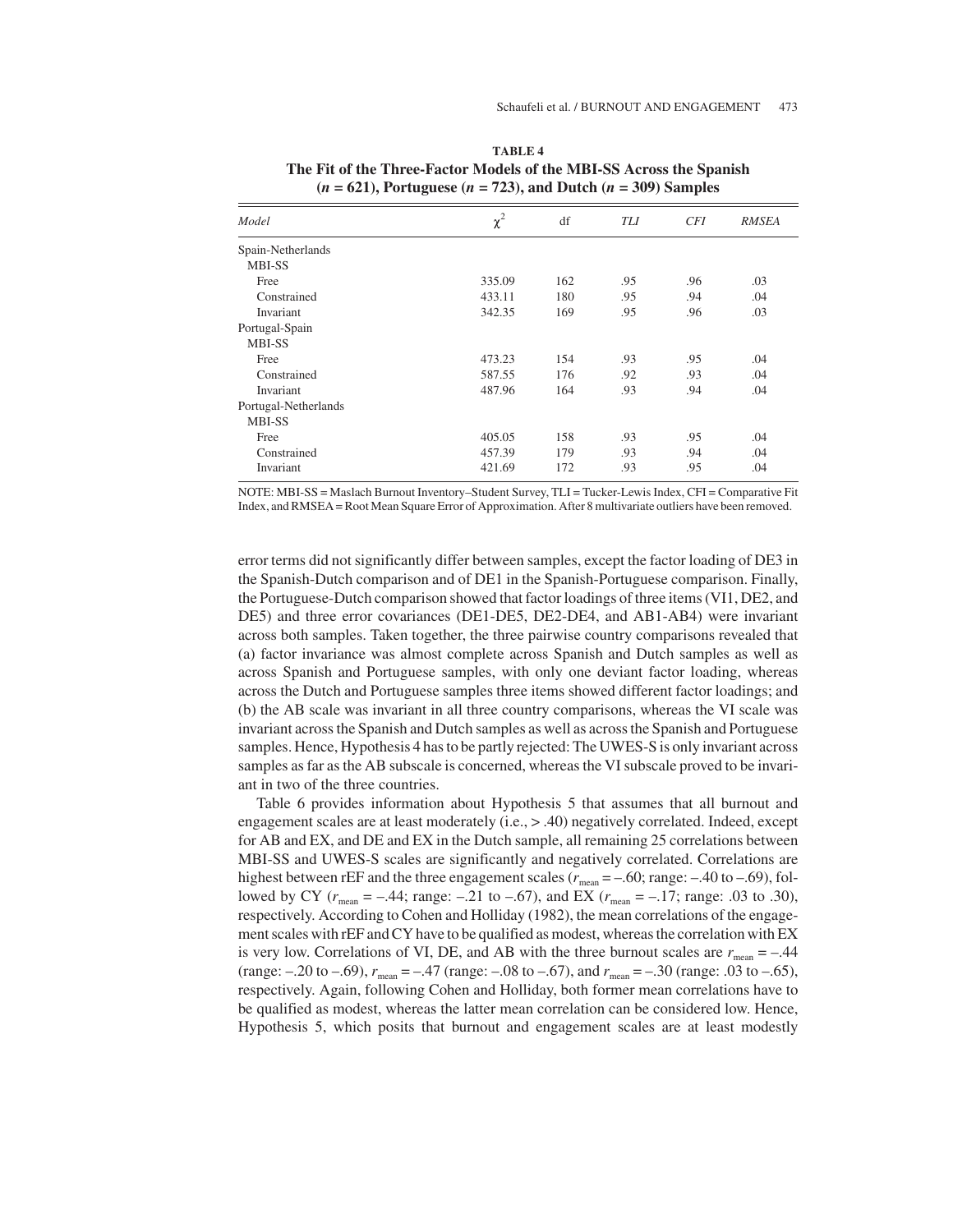**TABLE 4**
**The Fit of the Three-Factor Models of the MBI-SS Across the Spanish ($n$ = 621), Portuguese ($n$ = 723), and Dutch ($n$ = 309) Samples**

| *Model* | $\chi^2$ | df | *TLI* | *CFI* | *RMSEA* |
|---|---|---|---|---|---|
| Spain-Netherlands | | | | | |
| MBI-SS | | | | | |
| Free | 335.09 | 162 | .95 | .96 | .03 |
| Constrained | 433.11 | 180 | .95 | .94 | .04 |
| Invariant | 342.35 | 169 | .95 | .96 | .03 |
| Portugal-Spain | | | | | |
| MBI-SS | | | | | |
| Free | 473.23 | 154 | .93 | .95 | .04 |
| Constrained | 587.55 | 176 | .92 | .93 | .04 |
| Invariant | 487.96 | 164 | .93 | .94 | .04 |
| Portugal-Netherlands | | | | | |
| MBI-SS | | | | | |
| Free | 405.05 | 158 | .93 | .95 | .04 |
| Constrained | 457.39 | 179 | .93 | .94 | .04 |
| Invariant | 421.69 | 172 | .93 | .95 | .04 |

NOTE: MBI-SS = Maslach Burnout Inventory–Student Survey, TLI = Tucker-Lewis Index, CFI = Comparative Fit Index, and RMSEA = Root Mean Square Error of Approximation. After 8 multivariate outliers have been removed.

error terms did not significantly differ between samples, except the factor loading of DE3 in the Spanish-Dutch comparison and of DE1 in the Spanish-Portuguese comparison. Finally, the Portuguese-Dutch comparison showed that factor loadings of three items (VI1, DE2, and DE5) and three error covariances (DE1-DE5, DE2-DE4, and AB1-AB4) were invariant across both samples. Taken together, the three pairwise country comparisons revealed that (a) factor invariance was almost complete across Spanish and Dutch samples as well as across Spanish and Portuguese samples, with only one deviant factor loading, whereas across the Dutch and Portuguese samples three items showed different factor loadings; and (b) the AB scale was invariant in all three country comparisons, whereas the VI scale was invariant across the Spanish and Dutch samples as well as across the Spanish and Portuguese samples. Hence, Hypothesis 4 has to be partly rejected: The UWES-S is only invariant across samples as far as the AB subscale is concerned, whereas the VI subscale proved to be invariant in two of the three countries.

Table 6 provides information about Hypothesis 5 that assumes that all burnout and engagement scales are at least moderately (i.e., > .40) negatively correlated. Indeed, except for AB and EX, and DE and EX in the Dutch sample, all remaining 25 correlations between MBI-SS and UWES-S scales are significantly and negatively correlated. Correlations are highest between rEF and the three engagement scales ($r_{\text{mean}} = -.60$; range: –.40 to –.69), followed by CY ($r_{\text{mean}} = -.44$; range: –.21 to –.67), and EX ($r_{\text{mean}} = -.17$; range: .03 to .30), respectively. According to Cohen and Holliday (1982), the mean correlations of the engagement scales with rEF and CY have to be qualified as modest, whereas the correlation with EX is very low. Correlations of VI, DE, and AB with the three burnout scales are $r_{\text{mean}} = -.44$ (range: –.20 to –.69), $r_{\text{mean}} = -.47$ (range: –.08 to –.67), and $r_{\text{mean}} = -.30$ (range: .03 to –.65), respectively. Again, following Cohen and Holliday, both former mean correlations have to be qualified as modest, whereas the latter mean correlation can be considered low. Hence, Hypothesis 5, which posits that burnout and engagement scales are at least modestly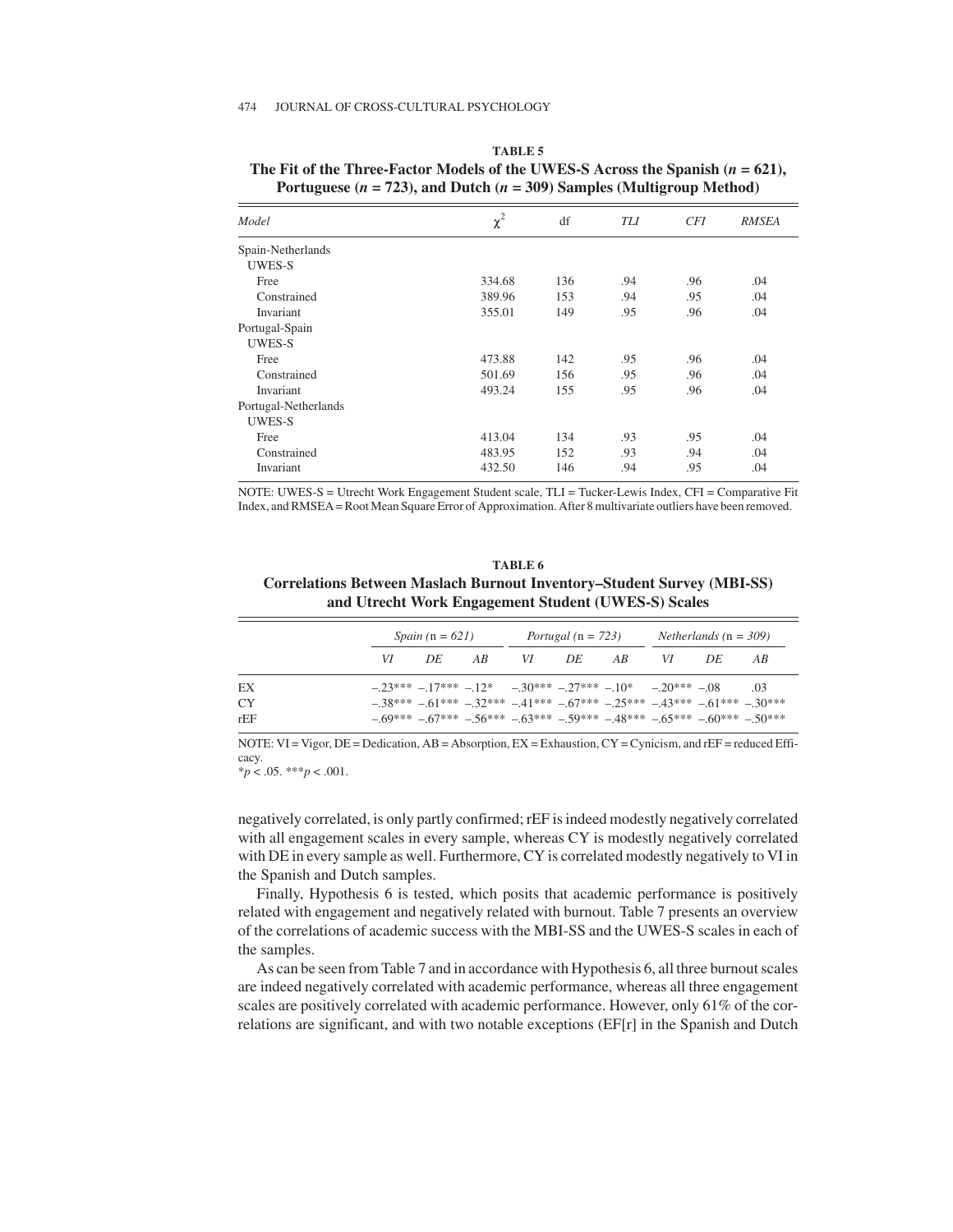**TABLE 5**
**The Fit of the Three-Factor Models of the UWES-S Across the Spanish ($n$ = 621), Portuguese ($n$ = 723), and Dutch ($n$ = 309) Samples (Multigroup Method)**

| *Model* | $\chi^2$ | df | *TLI* | *CFI* | *RMSEA* |
|---|---|---|---|---|---|
| Spain-Netherlands | | | | | |
| UWES-S | | | | | |
| Free | 334.68 | 136 | .94 | .96 | .04 |
| Constrained | 389.96 | 153 | .94 | .95 | .04 |
| Invariant | 355.01 | 149 | .95 | .96 | .04 |
| Portugal-Spain | | | | | |
| UWES-S | | | | | |
| Free | 473.88 | 142 | .95 | .96 | .04 |
| Constrained | 501.69 | 156 | .95 | .96 | .04 |
| Invariant | 493.24 | 155 | .95 | .96 | .04 |
| Portugal-Netherlands | | | | | |
| UWES-S | | | | | |
| Free | 413.04 | 134 | .93 | .95 | .04 |
| Constrained | 483.95 | 152 | .93 | .94 | .04 |
| Invariant | 432.50 | 146 | .94 | .95 | .04 |

NOTE: UWES-S = Utrecht Work Engagement Student scale, TLI = Tucker-Lewis Index, CFI = Comparative Fit Index, and RMSEA = Root Mean Square Error of Approximation. After 8 multivariate outliers have been removed.

**TABLE 6**
**Correlations Between Maslach Burnout Inventory–Student Survey (MBI-SS) and Utrecht Work Engagement Student (UWES-S) Scales**

| | *Spain* (n = *621*) | | | *Portugal* (n = *723*) | | | *Netherlands* (n = *309*) | | |
|---|---|---|---|---|---|---|---|---|---|
| | *VI* | *DE* | *AB* | *VI* | *DE* | *AB* | *VI* | *DE* | *AB* |
| EX | –.23*** | –.17*** | –.12* | –.30*** | –.27*** | –.10* | –.20*** | –.08 | .03 |
| CY | –.38*** | –.61*** | –.32*** | –.41*** | –.67*** | –.25*** | –.43*** | –.61*** | –.30*** |
| rEF | –.69*** | –.67*** | –.56*** | –.63*** | –.59*** | –.48*** | –.65*** | –.60*** | –.50*** |

NOTE: VI = Vigor, DE = Dedication, AB = Absorption, EX = Exhaustion, CY = Cynicism, and rEF = reduced Efficacy.
*$p$ < .05. ***$p$ < .001.

negatively correlated, is only partly confirmed; rEF is indeed modestly negatively correlated with all engagement scales in every sample, whereas CY is modestly negatively correlated with DE in every sample as well. Furthermore, CY is correlated modestly negatively to VI in the Spanish and Dutch samples.

Finally, Hypothesis 6 is tested, which posits that academic performance is positively related with engagement and negatively related with burnout. Table 7 presents an overview of the correlations of academic success with the MBI-SS and the UWES-S scales in each of the samples.

As can be seen from Table 7 and in accordance with Hypothesis 6, all three burnout scales are indeed negatively correlated with academic performance, whereas all three engagement scales are positively correlated with academic performance. However, only 61% of the correlations are significant, and with two notable exceptions (EF[r] in the Spanish and Dutch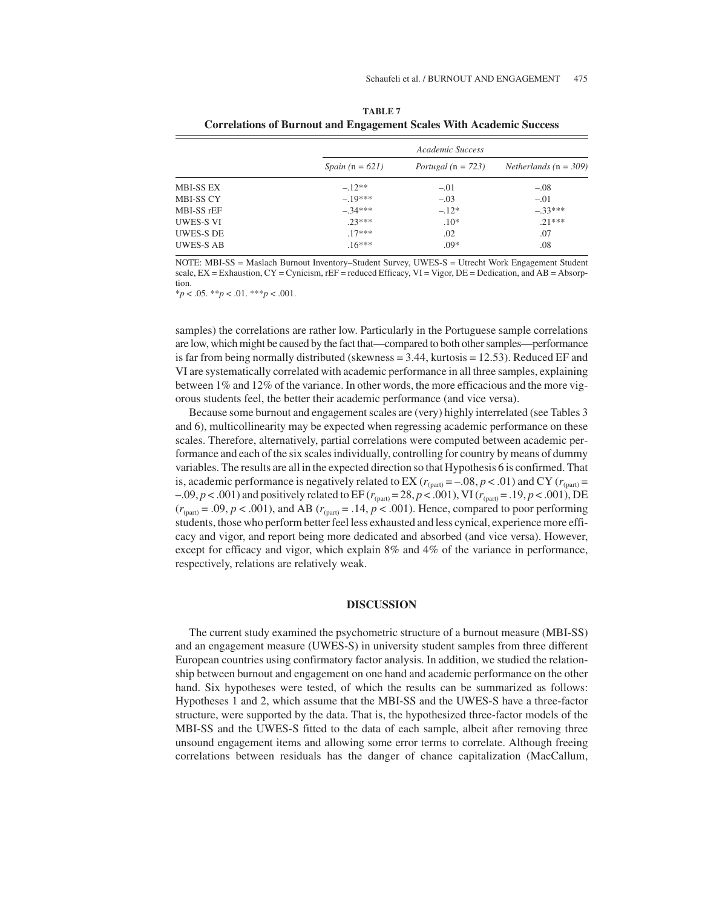**TABLE 7**
**Correlations of Burnout and Engagement Scales With Academic Success**

| | *Academic Success* | | |
|---|---|---|---|
| | *Spain* (n = *621*) | *Portugal* (n = *723*) | *Netherlands* (n = *309*) |
| MBI-SS EX | –.12** | –.01 | –.08 |
| MBI-SS CY | –.19*** | –.03 | –.01 |
| MBI-SS rEF | –.34*** | –.12* | –.33*** |
| UWES-S VI | .23*** | .10* | .21*** |
| UWES-S DE | .17*** | .02 | .07 |
| UWES-S AB | .16*** | .09* | .08 |

NOTE: MBI-SS = Maslach Burnout Inventory–Student Survey, UWES-S = Utrecht Work Engagement Student scale, EX = Exhaustion, CY = Cynicism, rEF = reduced Efficacy, VI = Vigor, DE = Dedication, and AB = Absorption.
*$p < .05$. **$p < .01$. ***$p < .001$.

samples) the correlations are rather low. Particularly in the Portuguese sample correlations are low, which might be caused by the fact that—compared to both other samples—performance is far from being normally distributed (skewness = 3.44, kurtosis = 12.53). Reduced EF and VI are systematically correlated with academic performance in all three samples, explaining between 1% and 12% of the variance. In other words, the more efficacious and the more vigorous students feel, the better their academic performance (and vice versa).

Because some burnout and engagement scales are (very) highly interrelated (see Tables 3 and 6), multicollinearity may be expected when regressing academic performance on these scales. Therefore, alternatively, partial correlations were computed between academic performance and each of the six scales individually, controlling for country by means of dummy variables. The results are all in the expected direction so that Hypothesis 6 is confirmed. That is, academic performance is negatively related to EX ($r_{(part)} = -.08$, $p < .01$) and CY ($r_{(part)} = -.09$, $p < .001$) and positively related to EF ($r_{(part)} = 28$, $p < .001$), VI ($r_{(part)} = .19$, $p < .001$), DE ($r_{(part)} = .09$, $p < .001$), and AB ($r_{(part)} = .14$, $p < .001$). Hence, compared to poor performing students, those who perform better feel less exhausted and less cynical, experience more efficacy and vigor, and report being more dedicated and absorbed (and vice versa). However, except for efficacy and vigor, which explain 8% and 4% of the variance in performance, respectively, relations are relatively weak.

## DISCUSSION

The current study examined the psychometric structure of a burnout measure (MBI-SS) and an engagement measure (UWES-S) in university student samples from three different European countries using confirmatory factor analysis. In addition, we studied the relationship between burnout and engagement on one hand and academic performance on the other hand. Six hypotheses were tested, of which the results can be summarized as follows: Hypotheses 1 and 2, which assume that the MBI-SS and the UWES-S have a three-factor structure, were supported by the data. That is, the hypothesized three-factor models of the MBI-SS and the UWES-S fitted to the data of each sample, albeit after removing three unsound engagement items and allowing some error terms to correlate. Although freeing correlations between residuals has the danger of chance capitalization (MacCallum,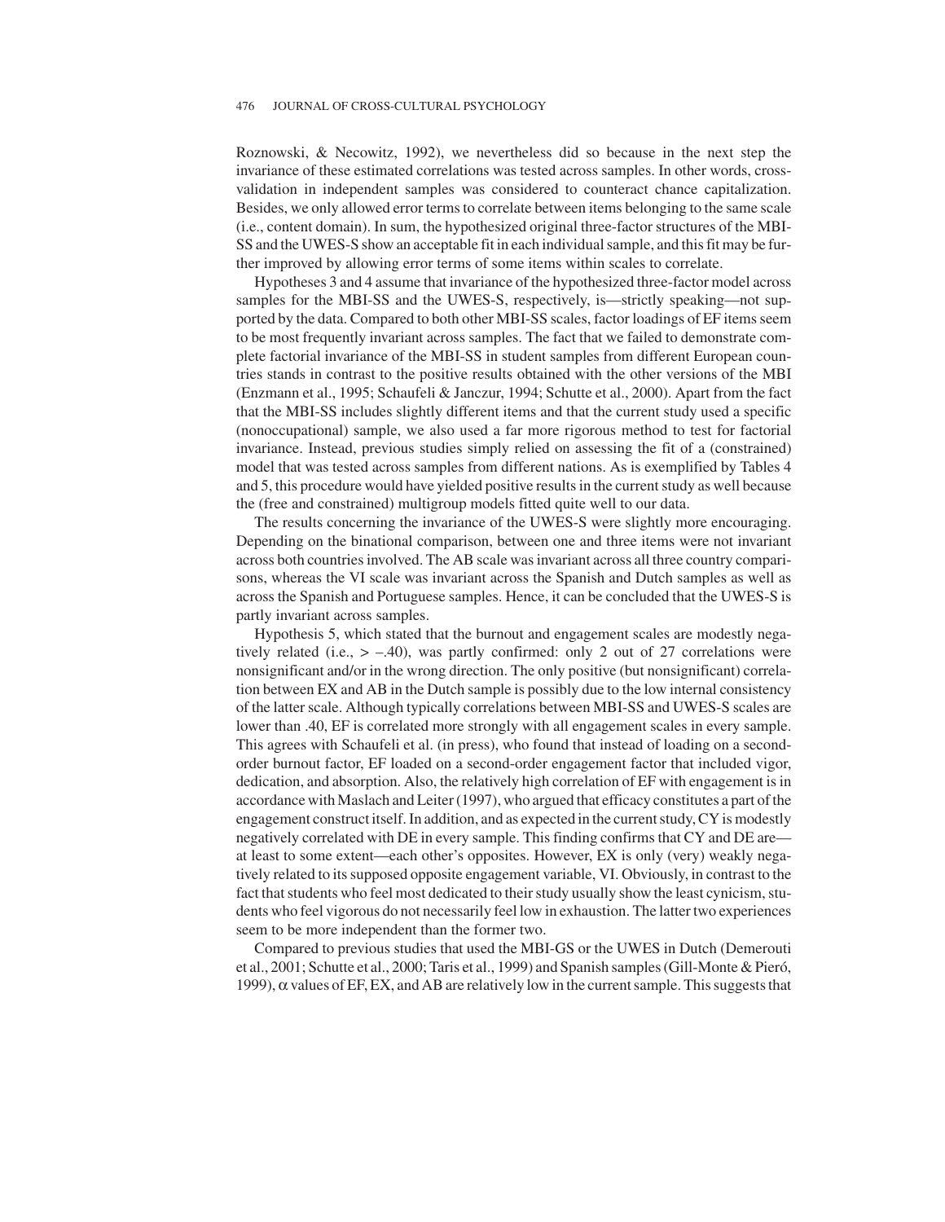Roznowski, & Necowitz, 1992), we nevertheless did so because in the next step the invariance of these estimated correlations was tested across samples. In other words, cross-validation in independent samples was considered to counteract chance capitalization. Besides, we only allowed error terms to correlate between items belonging to the same scale (i.e., content domain). In sum, the hypothesized original three-factor structures of the MBI-SS and the UWES-S show an acceptable fit in each individual sample, and this fit may be further improved by allowing error terms of some items within scales to correlate.

Hypotheses 3 and 4 assume that invariance of the hypothesized three-factor model across samples for the MBI-SS and the UWES-S, respectively, is—strictly speaking—not supported by the data. Compared to both other MBI-SS scales, factor loadings of EF items seem to be most frequently invariant across samples. The fact that we failed to demonstrate complete factorial invariance of the MBI-SS in student samples from different European countries stands in contrast to the positive results obtained with the other versions of the MBI (Enzmann et al., 1995; Schaufeli & Janczur, 1994; Schutte et al., 2000). Apart from the fact that the MBI-SS includes slightly different items and that the current study used a specific (nonoccupational) sample, we also used a far more rigorous method to test for factorial invariance. Instead, previous studies simply relied on assessing the fit of a (constrained) model that was tested across samples from different nations. As is exemplified by Tables 4 and 5, this procedure would have yielded positive results in the current study as well because the (free and constrained) multigroup models fitted quite well to our data.

The results concerning the invariance of the UWES-S were slightly more encouraging. Depending on the binational comparison, between one and three items were not invariant across both countries involved. The AB scale was invariant across all three country comparisons, whereas the VI scale was invariant across the Spanish and Dutch samples as well as across the Spanish and Portuguese samples. Hence, it can be concluded that the UWES-S is partly invariant across samples.

Hypothesis 5, which stated that the burnout and engagement scales are modestly negatively related (i.e., $> -.40$), was partly confirmed: only 2 out of 27 correlations were nonsignificant and/or in the wrong direction. The only positive (but nonsignificant) correlation between EX and AB in the Dutch sample is possibly due to the low internal consistency of the latter scale. Although typically correlations between MBI-SS and UWES-S scales are lower than .40, EF is correlated more strongly with all engagement scales in every sample. This agrees with Schaufeli et al. (in press), who found that instead of loading on a second-order burnout factor, EF loaded on a second-order engagement factor that included vigor, dedication, and absorption. Also, the relatively high correlation of EF with engagement is in accordance with Maslach and Leiter (1997), who argued that efficacy constitutes a part of the engagement construct itself. In addition, and as expected in the current study, CY is modestly negatively correlated with DE in every sample. This finding confirms that CY and DE are—at least to some extent—each other's opposites. However, EX is only (very) weakly negatively related to its supposed opposite engagement variable, VI. Obviously, in contrast to the fact that students who feel most dedicated to their study usually show the least cynicism, students who feel vigorous do not necessarily feel low in exhaustion. The latter two experiences seem to be more independent than the former two.

Compared to previous studies that used the MBI-GS or the UWES in Dutch (Demerouti et al., 2001; Schutte et al., 2000; Taris et al., 1999) and Spanish samples (Gill-Monte & Pieró, 1999), $\alpha$ values of EF, EX, and AB are relatively low in the current sample. This suggests that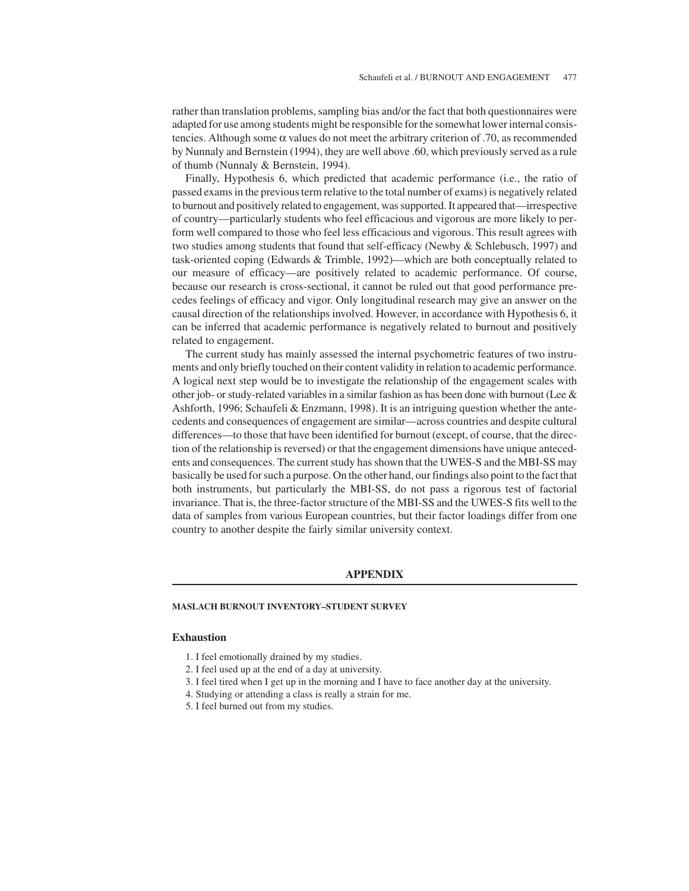rather than translation problems, sampling bias and/or the fact that both questionnaires were adapted for use among students might be responsible for the somewhat lower internal consistencies. Although some $\alpha$ values do not meet the arbitrary criterion of .70, as recommended by Nunnaly and Bernstein (1994), they are well above .60, which previously served as a rule of thumb (Nunnaly & Bernstein, 1994).

Finally, Hypothesis 6, which predicted that academic performance (i.e., the ratio of passed exams in the previous term relative to the total number of exams) is negatively related to burnout and positively related to engagement, was supported. It appeared that—irrespective of country—particularly students who feel efficacious and vigorous are more likely to perform well compared to those who feel less efficacious and vigorous. This result agrees with two studies among students that found that self-efficacy (Newby & Schlebusch, 1997) and task-oriented coping (Edwards & Trimble, 1992)—which are both conceptually related to our measure of efficacy—are positively related to academic performance. Of course, because our research is cross-sectional, it cannot be ruled out that good performance precedes feelings of efficacy and vigor. Only longitudinal research may give an answer on the causal direction of the relationships involved. However, in accordance with Hypothesis 6, it can be inferred that academic performance is negatively related to burnout and positively related to engagement.

The current study has mainly assessed the internal psychometric features of two instruments and only briefly touched on their content validity in relation to academic performance. A logical next step would be to investigate the relationship of the engagement scales with other job- or study-related variables in a similar fashion as has been done with burnout (Lee & Ashforth, 1996; Schaufeli & Enzmann, 1998). It is an intriguing question whether the antecedents and consequences of engagement are similar—across countries and despite cultural differences—to those that have been identified for burnout (except, of course, that the direction of the relationship is reversed) or that the engagement dimensions have unique antecedents and consequences. The current study has shown that the UWES-S and the MBI-SS may basically be used for such a purpose. On the other hand, our findings also point to the fact that both instruments, but particularly the MBI-SS, do not pass a rigorous test of factorial invariance. That is, the three-factor structure of the MBI-SS and the UWES-S fits well to the data of samples from various European countries, but their factor loadings differ from one country to another despite the fairly similar university context.

## APPENDIX

#### MASLACH BURNOUT INVENTORY–STUDENT SURVEY

### Exhaustion

1. I feel emotionally drained by my studies.
2. I feel used up at the end of a day at university.
3. I feel tired when I get up in the morning and I have to face another day at the university.
4. Studying or attending a class is really a strain for me.
5. I feel burned out from my studies.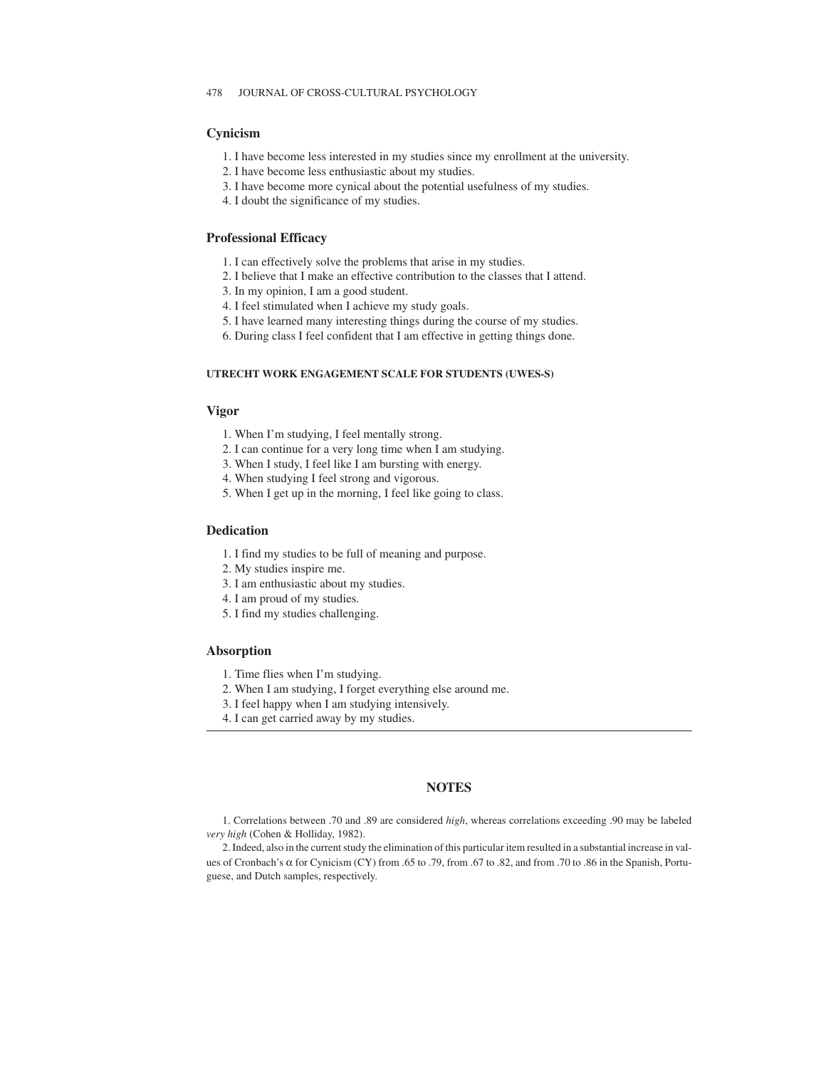### Cynicism

1. I have become less interested in my studies since my enrollment at the university.
2. I have become less enthusiastic about my studies.
3. I have become more cynical about the potential usefulness of my studies.
4. I doubt the significance of my studies.

### Professional Efficacy

1. I can effectively solve the problems that arise in my studies.
2. I believe that I make an effective contribution to the classes that I attend.
3. In my opinion, I am a good student.
4. I feel stimulated when I achieve my study goals.
5. I have learned many interesting things during the course of my studies.
6. During class I feel confident that I am effective in getting things done.

#### UTRECHT WORK ENGAGEMENT SCALE FOR STUDENTS (UWES-S)

### Vigor

1. When I'm studying, I feel mentally strong.
2. I can continue for a very long time when I am studying.
3. When I study, I feel like I am bursting with energy.
4. When studying I feel strong and vigorous.
5. When I get up in the morning, I feel like going to class.

### Dedication

1. I find my studies to be full of meaning and purpose.
2. My studies inspire me.
3. I am enthusiastic about my studies.
4. I am proud of my studies.
5. I find my studies challenging.

### Absorption

1. Time flies when I'm studying.
2. When I am studying, I forget everything else around me.
3. I feel happy when I am studying intensively.
4. I can get carried away by my studies.

## NOTES

1. Correlations between .70 and .89 are considered *high*, whereas correlations exceeding .90 may be labeled *very high* (Cohen & Holliday, 1982).

2. Indeed, also in the current study the elimination of this particular item resulted in a substantial increase in values of Cronbach's $\alpha$ for Cynicism (CY) from .65 to .79, from .67 to .82, and from .70 to .86 in the Spanish, Portuguese, and Dutch samples, respectively.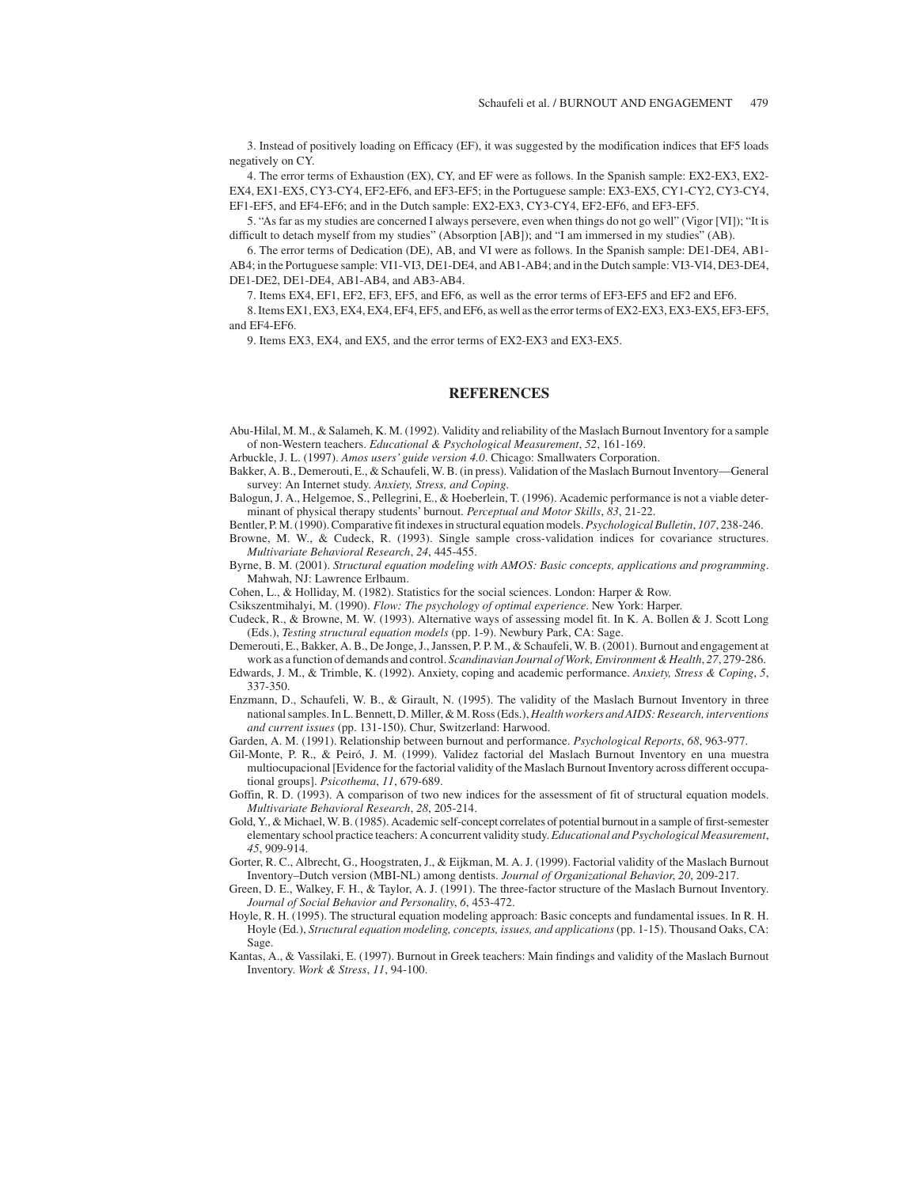3. Instead of positively loading on Efficacy (EF), it was suggested by the modification indices that EF5 loads negatively on CY.

4. The error terms of Exhaustion (EX), CY, and EF were as follows. In the Spanish sample: EX2-EX3, EX2-EX4, EX1-EX5, CY3-CY4, EF2-EF6, and EF3-EF5; in the Portuguese sample: EX3-EX5, CY1-CY2, CY3-CY4, EF1-EF5, and EF4-EF6; and in the Dutch sample: EX2-EX3, CY3-CY4, EF2-EF6, and EF3-EF5.

5. "As far as my studies are concerned I always persevere, even when things do not go well" (Vigor [VI]); "It is difficult to detach myself from my studies" (Absorption [AB]); and "I am immersed in my studies" (AB).

6. The error terms of Dedication (DE), AB, and VI were as follows. In the Spanish sample: DE1-DE4, AB1-AB4; in the Portuguese sample: VI1-VI3, DE1-DE4, and AB1-AB4; and in the Dutch sample: VI3-VI4, DE3-DE4, DE1-DE2, DE1-DE4, AB1-AB4, and AB3-AB4.

7. Items EX4, EF1, EF2, EF3, EF5, and EF6, as well as the error terms of EF3-EF5 and EF2 and EF6.

8. Items EX1, EX3, EX4, EX4, EF4, EF5, and EF6, as well as the error terms of EX2-EX3, EX3-EX5, EF3-EF5, and EF4-EF6.

9. Items EX3, EX4, and EX5, and the error terms of EX2-EX3 and EX3-EX5.

## REFERENCES

Abu-Hilal, M. M., & Salameh, K. M. (1992). Validity and reliability of the Maslach Burnout Inventory for a sample of non-Western teachers. *Educational & Psychological Measurement*, *52*, 161-169.

Arbuckle, J. L. (1997). *Amos users' guide version 4.0*. Chicago: Smallwaters Corporation.

Bakker, A. B., Demerouti, E., & Schaufeli, W. B. (in press). Validation of the Maslach Burnout Inventory—General survey: An Internet study. *Anxiety, Stress, and Coping*.

Balogun, J. A., Helgemoe, S., Pellegrini, E., & Hoeberlein, T. (1996). Academic performance is not a viable determinant of physical therapy students' burnout. *Perceptual and Motor Skills*, *83*, 21-22.

Bentler, P. M. (1990). Comparative fit indexes in structural equation models. *Psychological Bulletin*, *107*, 238-246.

Browne, M. W., & Cudeck, R. (1993). Single sample cross-validation indices for covariance structures. *Multivariate Behavioral Research*, *24*, 445-455.

Byrne, B. M. (2001). *Structural equation modeling with AMOS: Basic concepts, applications and programming*. Mahwah, NJ: Lawrence Erlbaum.

Cohen, L., & Holliday, M. (1982). Statistics for the social sciences. London: Harper & Row.

Csikszentmihalyi, M. (1990). *Flow: The psychology of optimal experience*. New York: Harper.

Cudeck, R., & Browne, M. W. (1993). Alternative ways of assessing model fit. In K. A. Bollen & J. Scott Long (Eds.), *Testing structural equation models* (pp. 1-9). Newbury Park, CA: Sage.

Demerouti, E., Bakker, A. B., De Jonge, J., Janssen, P. P. M., & Schaufeli, W. B. (2001). Burnout and engagement at work as a function of demands and control. *Scandinavian Journal of Work, Environment & Health*, *27*, 279-286.

Edwards, J. M., & Trimble, K. (1992). Anxiety, coping and academic performance. *Anxiety, Stress & Coping*, *5*, 337-350.

Enzmann, D., Schaufeli, W. B., & Girault, N. (1995). The validity of the Maslach Burnout Inventory in three national samples. In L. Bennett, D. Miller, & M. Ross (Eds.), *Health workers and AIDS: Research, interventions and current issues* (pp. 131-150). Chur, Switzerland: Harwood.

Garden, A. M. (1991). Relationship between burnout and performance. *Psychological Reports*, *68*, 963-977.

Gil-Monte, P. R., & Peiró, J. M. (1999). Validez factorial del Maslach Burnout Inventory en una muestra multiocupacional [Evidence for the factorial validity of the Maslach Burnout Inventory across different occupational groups]. *Psicothema*, *11*, 679-689.

Goffin, R. D. (1993). A comparison of two new indices for the assessment of fit of structural equation models. *Multivariate Behavioral Research*, *28*, 205-214.

Gold, Y., & Michael, W. B. (1985). Academic self-concept correlates of potential burnout in a sample of first-semester elementary school practice teachers: A concurrent validity study. *Educational and Psychological Measurement*, *45*, 909-914.

Gorter, R. C., Albrecht, G., Hoogstraten, J., & Eijkman, M. A. J. (1999). Factorial validity of the Maslach Burnout Inventory–Dutch version (MBI-NL) among dentists. *Journal of Organizational Behavior*, *20*, 209-217.

Green, D. E., Walkey, F. H., & Taylor, A. J. (1991). The three-factor structure of the Maslach Burnout Inventory. *Journal of Social Behavior and Personality*, *6*, 453-472.

Hoyle, R. H. (1995). The structural equation modeling approach: Basic concepts and fundamental issues. In R. H. Hoyle (Ed.), *Structural equation modeling, concepts, issues, and applications* (pp. 1-15). Thousand Oaks, CA: Sage.

Kantas, A., & Vassilaki, E. (1997). Burnout in Greek teachers: Main findings and validity of the Maslach Burnout Inventory. *Work & Stress*, *11*, 94-100.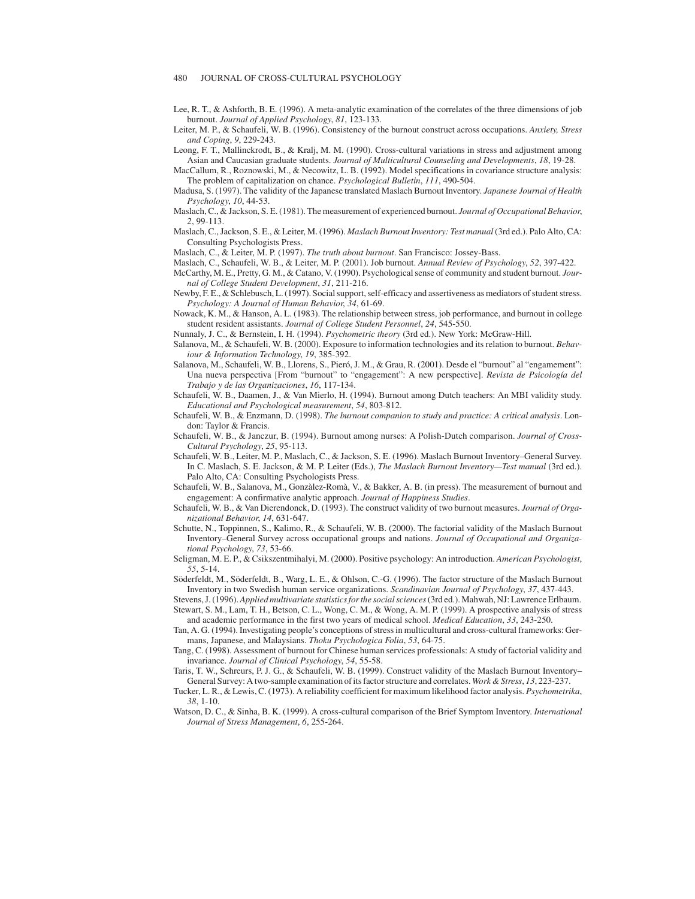Lee, R. T., & Ashforth, B. E. (1996). A meta-analytic examination of the correlates of the three dimensions of job burnout. *Journal of Applied Psychology*, *81*, 123-133.

Leiter, M. P., & Schaufeli, W. B. (1996). Consistency of the burnout construct across occupations. *Anxiety, Stress and Coping*, *9*, 229-243.

Leong, F. T., Mallinckrodt, B., & Kralj, M. M. (1990). Cross-cultural variations in stress and adjustment among Asian and Caucasian graduate students. *Journal of Multicultural Counseling and Developments*, *18*, 19-28.

MacCallum, R., Roznowski, M., & Necowitz, L. B. (1992). Model specifications in covariance structure analysis: The problem of capitalization on chance. *Psychological Bulletin*, *111*, 490-504.

Madusa, S. (1997). The validity of the Japanese translated Maslach Burnout Inventory. *Japanese Journal of Health Psychology*, *10*, 44-53.

Maslach, C., & Jackson, S. E. (1981). The measurement of experienced burnout. *Journal of Occupational Behavior*, *2*, 99-113.

Maslach, C., Jackson, S. E., & Leiter, M. (1996). *Maslach Burnout Inventory: Test manual* (3rd ed.). Palo Alto, CA: Consulting Psychologists Press.

Maslach, C., & Leiter, M. P. (1997). *The truth about burnout*. San Francisco: Jossey-Bass.

Maslach, C., Schaufeli, W. B., & Leiter, M. P. (2001). Job burnout. *Annual Review of Psychology*, *52*, 397-422.

McCarthy, M. E., Pretty, G. M., & Catano, V. (1990). Psychological sense of community and student burnout. *Journal of College Student Development*, *31*, 211-216.

Newby, F. E., & Schlebusch, L. (1997). Social support, self-efficacy and assertiveness as mediators of student stress. *Psychology: A Journal of Human Behavior*, *34*, 61-69.

Nowack, K. M., & Hanson, A. L. (1983). The relationship between stress, job performance, and burnout in college student resident assistants. *Journal of College Student Personnel*, *24*, 545-550.

Nunnaly, J. C., & Bernstein, I. H. (1994). *Psychometric theory* (3rd ed.). New York: McGraw-Hill.

Salanova, M., & Schaufeli, W. B. (2000). Exposure to information technologies and its relation to burnout. *Behaviour & Information Technology*, *19*, 385-392.

Salanova, M., Schaufeli, W. B., Llorens, S., Pieró, J. M., & Grau, R. (2001). Desde el "burnout" al "engamement": Una nueva perspectiva [From "burnout" to "engagement": A new perspective]. *Revista de Psicología del Trabajo y de las Organizaciones*, *16*, 117-134.

Schaufeli, W. B., Daamen, J., & Van Mierlo, H. (1994). Burnout among Dutch teachers: An MBI validity study. *Educational and Psychological measurement*, *54*, 803-812.

Schaufeli, W. B., & Enzmann, D. (1998). *The burnout companion to study and practice: A critical analysis*. London: Taylor & Francis.

Schaufeli, W. B., & Janczur, B. (1994). Burnout among nurses: A Polish-Dutch comparison. *Journal of Cross-Cultural Psychology*, *25*, 95-113.

Schaufeli, W. B., Leiter, M. P., Maslach, C., & Jackson, S. E. (1996). Maslach Burnout Inventory–General Survey. In C. Maslach, S. E. Jackson, & M. P. Leiter (Eds.), *The Maslach Burnout Inventory—Test manual* (3rd ed.). Palo Alto, CA: Consulting Psychologists Press.

Schaufeli, W. B., Salanova, M., Gonzàlez-Romà, V., & Bakker, A. B. (in press). The measurement of burnout and engagement: A confirmative analytic approach. *Journal of Happiness Studies*.

Schaufeli, W. B., & Van Dierendonck, D. (1993). The construct validity of two burnout measures. *Journal of Organizational Behavior*, *14*, 631-647.

Schutte, N., Toppinnen, S., Kalimo, R., & Schaufeli, W. B. (2000). The factorial validity of the Maslach Burnout Inventory–General Survey across occupational groups and nations. *Journal of Occupational and Organizational Psychology*, *73*, 53-66.

Seligman, M. E. P., & Csikszentmihalyi, M. (2000). Positive psychology: An introduction. *American Psychologist*, *55*, 5-14.

Söderfeldt, M., Söderfeldt, B., Warg, L. E., & Ohlson, C.-G. (1996). The factor structure of the Maslach Burnout Inventory in two Swedish human service organizations. *Scandinavian Journal of Psychology*, *37*, 437-443.

Stevens, J. (1996). *Applied multivariate statistics for the social sciences* (3rd ed.). Mahwah, NJ: Lawrence Erlbaum.

Stewart, S. M., Lam, T. H., Betson, C. L., Wong, C. M., & Wong, A. M. P. (1999). A prospective analysis of stress and academic performance in the first two years of medical school. *Medical Education*, *33*, 243-250.

Tan, A. G. (1994). Investigating people's conceptions of stress in multicultural and cross-cultural frameworks: Germans, Japanese, and Malaysians. *Thoku Psychologica Folia*, *53*, 64-75.

Tang, C. (1998). Assessment of burnout for Chinese human services professionals: A study of factorial validity and invariance. *Journal of Clinical Psychology*, *54*, 55-58.

Taris, T. W., Schreurs, P. J. G., & Schaufeli, W. B. (1999). Construct validity of the Maslach Burnout Inventory–General Survey: A two-sample examination of its factor structure and correlates. *Work & Stress*, *13*, 223-237.

Tucker, L. R., & Lewis, C. (1973). A reliability coefficient for maximum likelihood factor analysis. *Psychometrika*, *38*, 1-10.

Watson, D. C., & Sinha, B. K. (1999). A cross-cultural comparison of the Brief Symptom Inventory. *International Journal of Stress Management*, *6*, 255-264.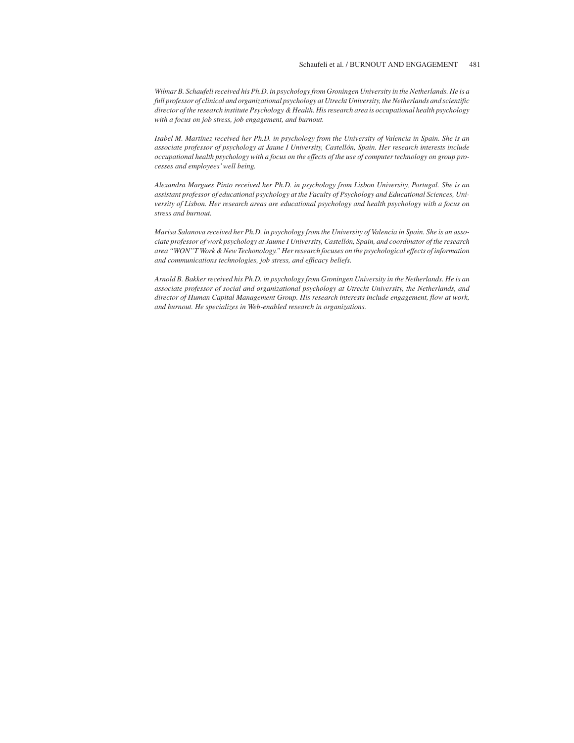*Wilmar B. Schaufeli received his Ph.D. in psychology from Groningen University in the Netherlands. He is a full professor of clinical and organizational psychology at Utrecht University, the Netherlands and scientific director of the research institute Psychology & Health. His research area is occupational health psychology with a focus on job stress, job engagement, and burnout.*

*Isabel M. Martínez received her Ph.D. in psychology from the University of Valencia in Spain. She is an associate professor of psychology at Jaune I University, Castellón, Spain. Her research interests include occupational health psychology with a focus on the effects of the use of computer technology on group processes and employees' well being.*

*Alexandra Margues Pinto received her Ph.D. in psychology from Lisbon University, Portugal. She is an assistant professor of educational psychology at the Faculty of Psychology and Educational Sciences, University of Lisbon. Her research areas are educational psychology and health psychology with a focus on stress and burnout.*

*Marisa Salanova received her Ph.D. in psychology from the University of Valencia in Spain. She is an associate professor of work psychology at Jaume I University, Castellón, Spain, and coordinator of the research area "WON"T Work & New Techonology." Her research focuses on the psychological effects of information and communications technologies, job stress, and efficacy beliefs.*

*Arnold B. Bakker received his Ph.D. in psychology from Groningen University in the Netherlands. He is an associate professor of social and organizational psychology at Utrecht University, the Netherlands, and director of Human Capital Management Group. His research interests include engagement, flow at work, and burnout. He specializes in Web-enabled research in organizations.*